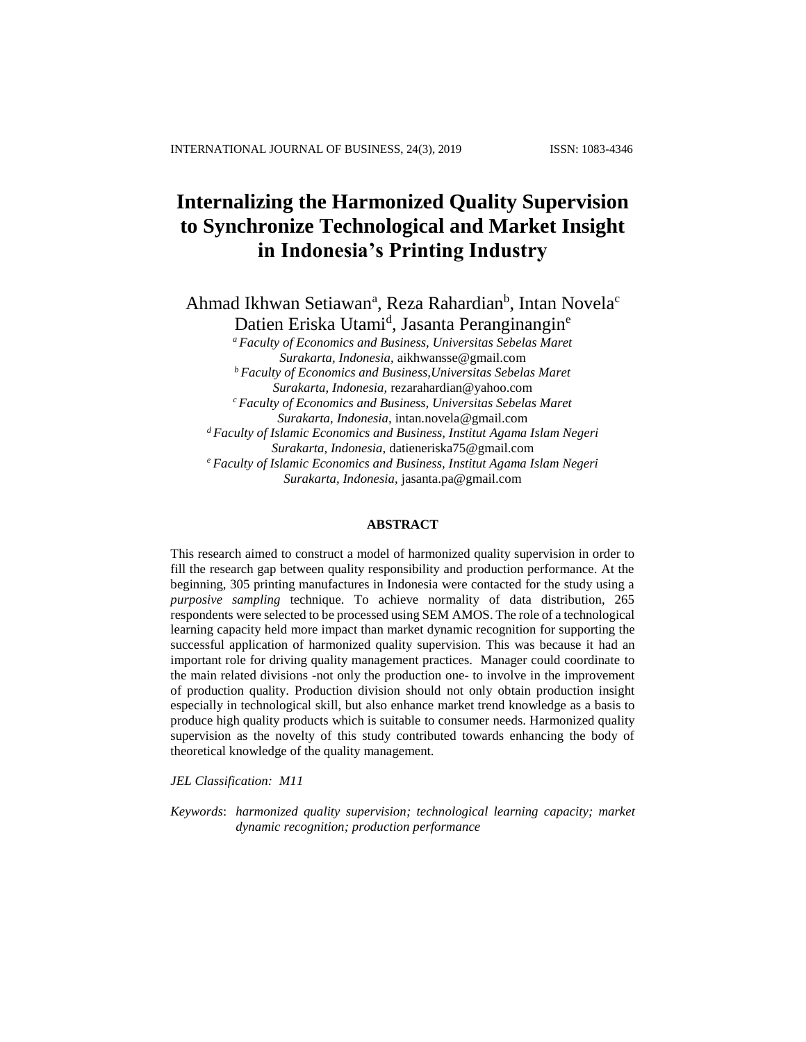# Internalizing the Harmonized Quality Supervision to Synchronize Technological and Market Insight in Indonesia's Printing Industry

Ahmad Ikhwan Setiawan[a], Reza Rahardian[b], Intan Novela[c]
Datien Eriska Utami[d], Jasanta Peranginangin[e]

[a] *Faculty of Economics and Business, Universitas Sebelas Maret Surakarta, Indonesia,* aikhwansse@gmail.com
[b] *Faculty of Economics and Business,Universitas Sebelas Maret Surakarta, Indonesia,* rezarahardian@yahoo.com
[c] *Faculty of Economics and Business, Universitas Sebelas Maret Surakarta, Indonesia,* intan.novela@gmail.com
[d] *Faculty of Islamic Economics and Business, Institut Agama Islam Negeri Surakarta, Indonesia,* datieneriska75@gmail.com
[e] *Faculty of Islamic Economics and Business, Institut Agama Islam Negeri Surakarta, Indonesia,* jasanta.pa@gmail.com

## ABSTRACT

This research aimed to construct a model of harmonized quality supervision in order to fill the research gap between quality responsibility and production performance. At the beginning, 305 printing manufactures in Indonesia were contacted for the study using a *purposive sampling* technique. To achieve normality of data distribution, 265 respondents were selected to be processed using SEM AMOS. The role of a technological learning capacity held more impact than market dynamic recognition for supporting the successful application of harmonized quality supervision. This was because it had an important role for driving quality management practices. Manager could coordinate to the main related divisions -not only the production one- to involve in the improvement of production quality. Production division should not only obtain production insight especially in technological skill, but also enhance market trend knowledge as a basis to produce high quality products which is suitable to consumer needs. Harmonized quality supervision as the novelty of this study contributed towards enhancing the body of theoretical knowledge of the quality management.

*JEL Classification: M11*

*Keywords*: *harmonized quality supervision; technological learning capacity; market dynamic recognition; production performance*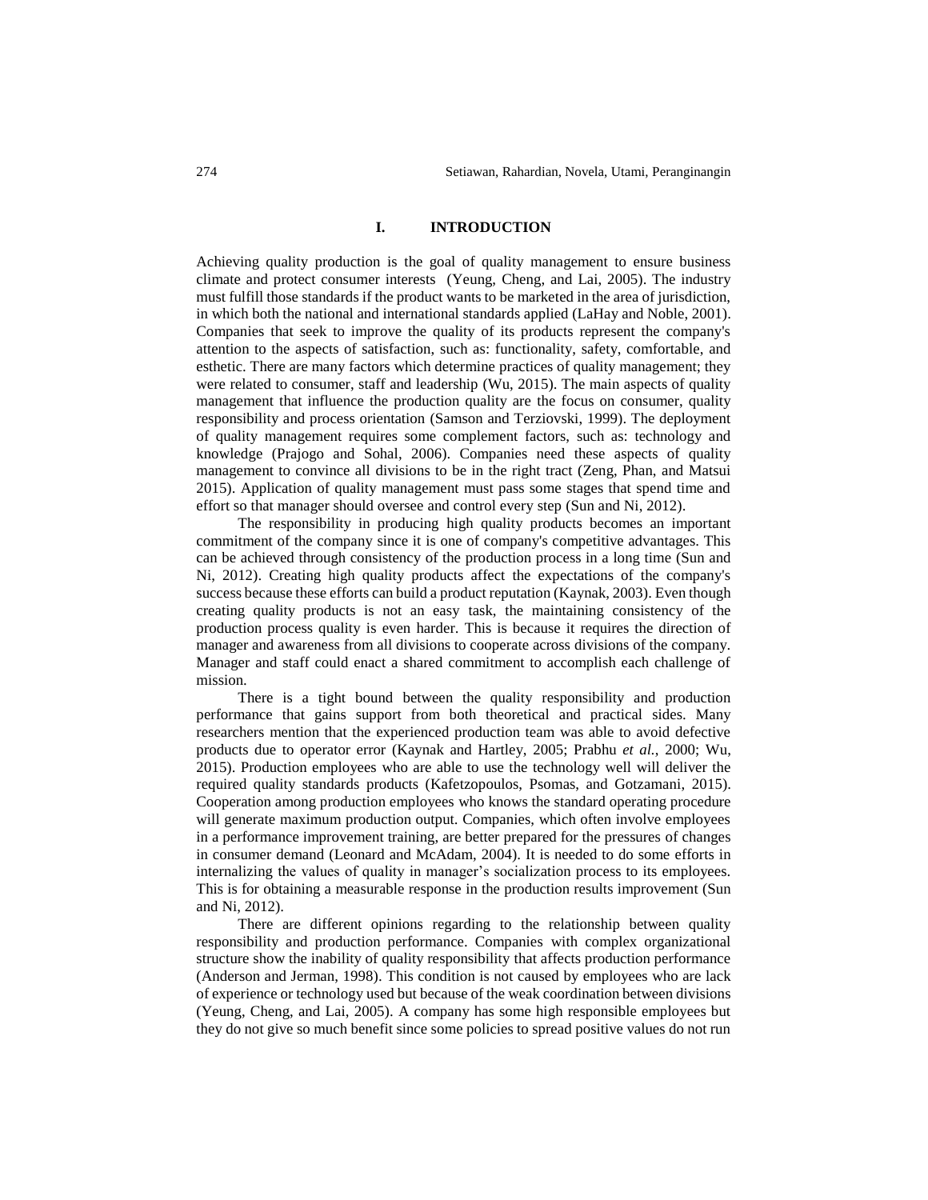## I. INTRODUCTION

Achieving quality production is the goal of quality management to ensure business climate and protect consumer interests (Yeung, Cheng, and Lai, 2005). The industry must fulfill those standards if the product wants to be marketed in the area of jurisdiction, in which both the national and international standards applied (LaHay and Noble, 2001). Companies that seek to improve the quality of its products represent the company's attention to the aspects of satisfaction, such as: functionality, safety, comfortable, and esthetic. There are many factors which determine practices of quality management; they were related to consumer, staff and leadership (Wu, 2015). The main aspects of quality management that influence the production quality are the focus on consumer, quality responsibility and process orientation (Samson and Terziovski, 1999). The deployment of quality management requires some complement factors, such as: technology and knowledge (Prajogo and Sohal, 2006). Companies need these aspects of quality management to convince all divisions to be in the right tract (Zeng, Phan, and Matsui 2015). Application of quality management must pass some stages that spend time and effort so that manager should oversee and control every step (Sun and Ni, 2012).

The responsibility in producing high quality products becomes an important commitment of the company since it is one of company's competitive advantages. This can be achieved through consistency of the production process in a long time (Sun and Ni, 2012). Creating high quality products affect the expectations of the company's success because these efforts can build a product reputation (Kaynak, 2003). Even though creating quality products is not an easy task, the maintaining consistency of the production process quality is even harder. This is because it requires the direction of manager and awareness from all divisions to cooperate across divisions of the company. Manager and staff could enact a shared commitment to accomplish each challenge of mission.

There is a tight bound between the quality responsibility and production performance that gains support from both theoretical and practical sides. Many researchers mention that the experienced production team was able to avoid defective products due to operator error (Kaynak and Hartley, 2005; Prabhu *et al.*, 2000; Wu, 2015). Production employees who are able to use the technology well will deliver the required quality standards products (Kafetzopoulos, Psomas, and Gotzamani, 2015). Cooperation among production employees who knows the standard operating procedure will generate maximum production output. Companies, which often involve employees in a performance improvement training, are better prepared for the pressures of changes in consumer demand (Leonard and McAdam, 2004). It is needed to do some efforts in internalizing the values of quality in manager's socialization process to its employees. This is for obtaining a measurable response in the production results improvement (Sun and Ni, 2012).

There are different opinions regarding to the relationship between quality responsibility and production performance. Companies with complex organizational structure show the inability of quality responsibility that affects production performance (Anderson and Jerman, 1998). This condition is not caused by employees who are lack of experience or technology used but because of the weak coordination between divisions (Yeung, Cheng, and Lai, 2005). A company has some high responsible employees but they do not give so much benefit since some policies to spread positive values do not run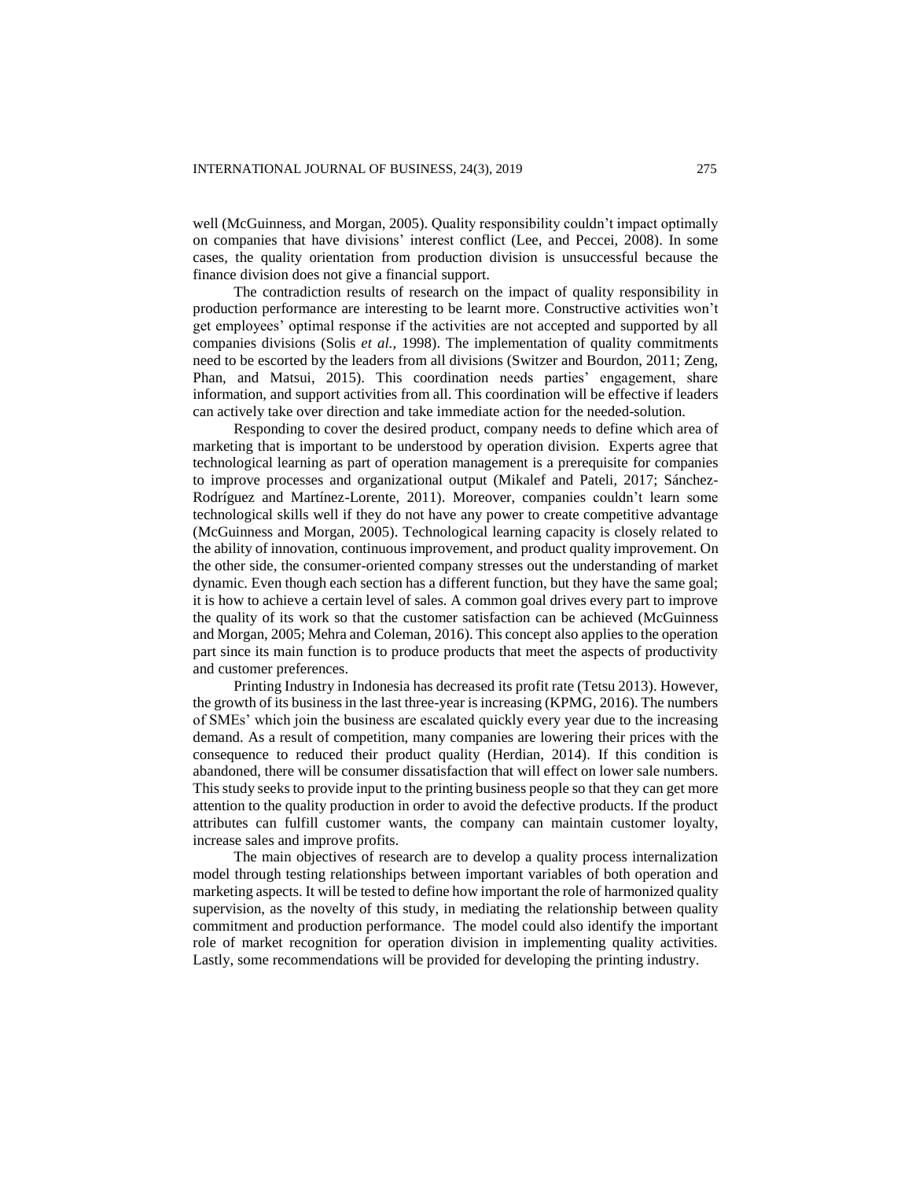well (McGuinness, and Morgan, 2005). Quality responsibility couldn't impact optimally on companies that have divisions' interest conflict (Lee, and Peccei, 2008). In some cases, the quality orientation from production division is unsuccessful because the finance division does not give a financial support.

The contradiction results of research on the impact of quality responsibility in production performance are interesting to be learnt more. Constructive activities won't get employees' optimal response if the activities are not accepted and supported by all companies divisions (Solis *et al.*, 1998). The implementation of quality commitments need to be escorted by the leaders from all divisions (Switzer and Bourdon, 2011; Zeng, Phan, and Matsui, 2015). This coordination needs parties' engagement, share information, and support activities from all. This coordination will be effective if leaders can actively take over direction and take immediate action for the needed-solution.

Responding to cover the desired product, company needs to define which area of marketing that is important to be understood by operation division. Experts agree that technological learning as part of operation management is a prerequisite for companies to improve processes and organizational output (Mikalef and Pateli, 2017; Sánchez-Rodríguez and Martínez-Lorente, 2011). Moreover, companies couldn't learn some technological skills well if they do not have any power to create competitive advantage (McGuinness and Morgan, 2005). Technological learning capacity is closely related to the ability of innovation, continuous improvement, and product quality improvement. On the other side, the consumer-oriented company stresses out the understanding of market dynamic. Even though each section has a different function, but they have the same goal; it is how to achieve a certain level of sales. A common goal drives every part to improve the quality of its work so that the customer satisfaction can be achieved (McGuinness and Morgan, 2005; Mehra and Coleman, 2016). This concept also applies to the operation part since its main function is to produce products that meet the aspects of productivity and customer preferences.

Printing Industry in Indonesia has decreased its profit rate (Tetsu 2013). However, the growth of its business in the last three-year is increasing (KPMG, 2016). The numbers of SMEs' which join the business are escalated quickly every year due to the increasing demand. As a result of competition, many companies are lowering their prices with the consequence to reduced their product quality (Herdian, 2014). If this condition is abandoned, there will be consumer dissatisfaction that will effect on lower sale numbers. This study seeks to provide input to the printing business people so that they can get more attention to the quality production in order to avoid the defective products. If the product attributes can fulfill customer wants, the company can maintain customer loyalty, increase sales and improve profits.

The main objectives of research are to develop a quality process internalization model through testing relationships between important variables of both operation and marketing aspects. It will be tested to define how important the role of harmonized quality supervision, as the novelty of this study, in mediating the relationship between quality commitment and production performance. The model could also identify the important role of market recognition for operation division in implementing quality activities. Lastly, some recommendations will be provided for developing the printing industry.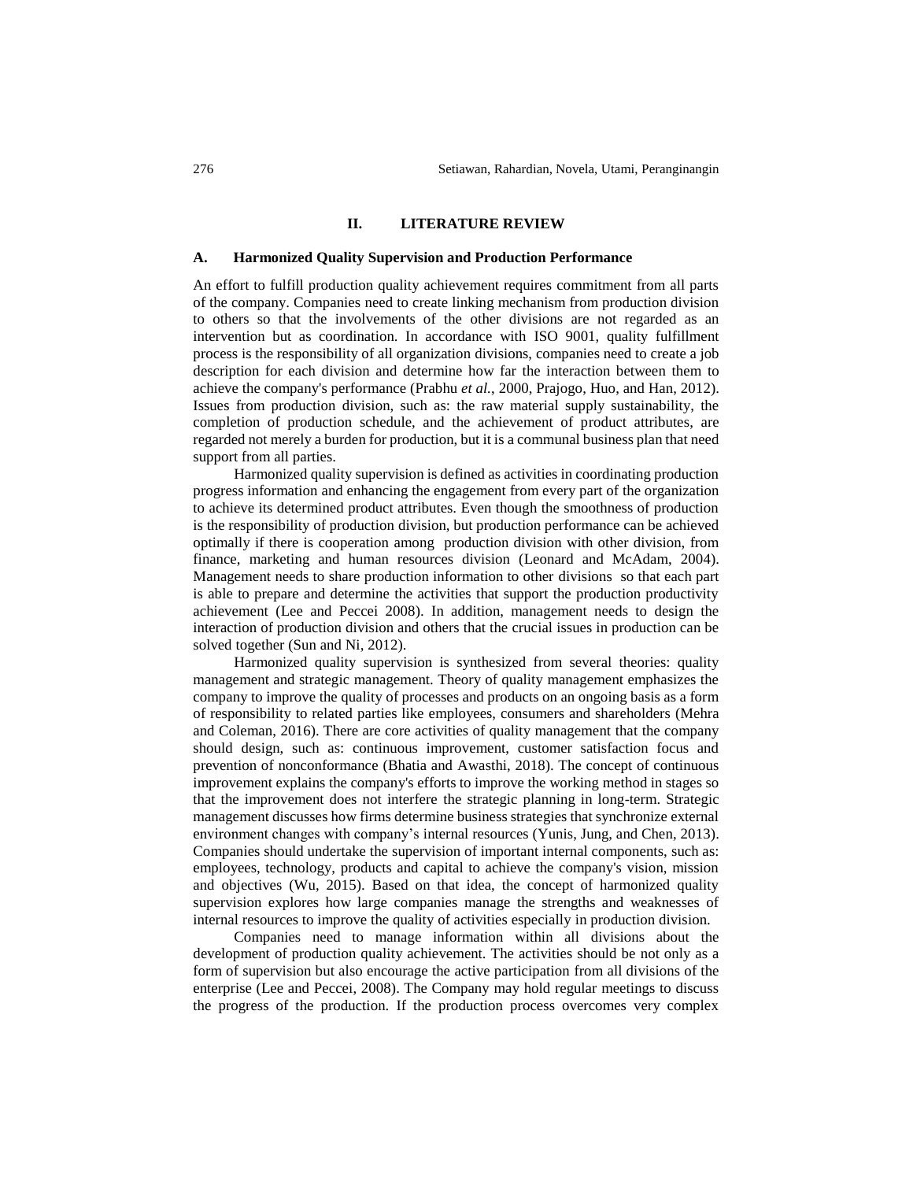## II. LITERATURE REVIEW

### A. Harmonized Quality Supervision and Production Performance

An effort to fulfill production quality achievement requires commitment from all parts of the company. Companies need to create linking mechanism from production division to others so that the involvements of the other divisions are not regarded as an intervention but as coordination. In accordance with ISO 9001, quality fulfillment process is the responsibility of all organization divisions, companies need to create a job description for each division and determine how far the interaction between them to achieve the company's performance (Prabhu *et al.*, 2000, Prajogo, Huo, and Han, 2012). Issues from production division, such as: the raw material supply sustainability, the completion of production schedule, and the achievement of product attributes, are regarded not merely a burden for production, but it is a communal business plan that need support from all parties.

Harmonized quality supervision is defined as activities in coordinating production progress information and enhancing the engagement from every part of the organization to achieve its determined product attributes. Even though the smoothness of production is the responsibility of production division, but production performance can be achieved optimally if there is cooperation among production division with other division, from finance, marketing and human resources division (Leonard and McAdam, 2004). Management needs to share production information to other divisions so that each part is able to prepare and determine the activities that support the production productivity achievement (Lee and Peccei 2008). In addition, management needs to design the interaction of production division and others that the crucial issues in production can be solved together (Sun and Ni, 2012).

Harmonized quality supervision is synthesized from several theories: quality management and strategic management. Theory of quality management emphasizes the company to improve the quality of processes and products on an ongoing basis as a form of responsibility to related parties like employees, consumers and shareholders (Mehra and Coleman, 2016). There are core activities of quality management that the company should design, such as: continuous improvement, customer satisfaction focus and prevention of nonconformance (Bhatia and Awasthi, 2018). The concept of continuous improvement explains the company's efforts to improve the working method in stages so that the improvement does not interfere the strategic planning in long-term. Strategic management discusses how firms determine business strategies that synchronize external environment changes with company's internal resources (Yunis, Jung, and Chen, 2013). Companies should undertake the supervision of important internal components, such as: employees, technology, products and capital to achieve the company's vision, mission and objectives (Wu, 2015). Based on that idea, the concept of harmonized quality supervision explores how large companies manage the strengths and weaknesses of internal resources to improve the quality of activities especially in production division.

Companies need to manage information within all divisions about the development of production quality achievement. The activities should be not only as a form of supervision but also encourage the active participation from all divisions of the enterprise (Lee and Peccei, 2008). The Company may hold regular meetings to discuss the progress of the production. If the production process overcomes very complex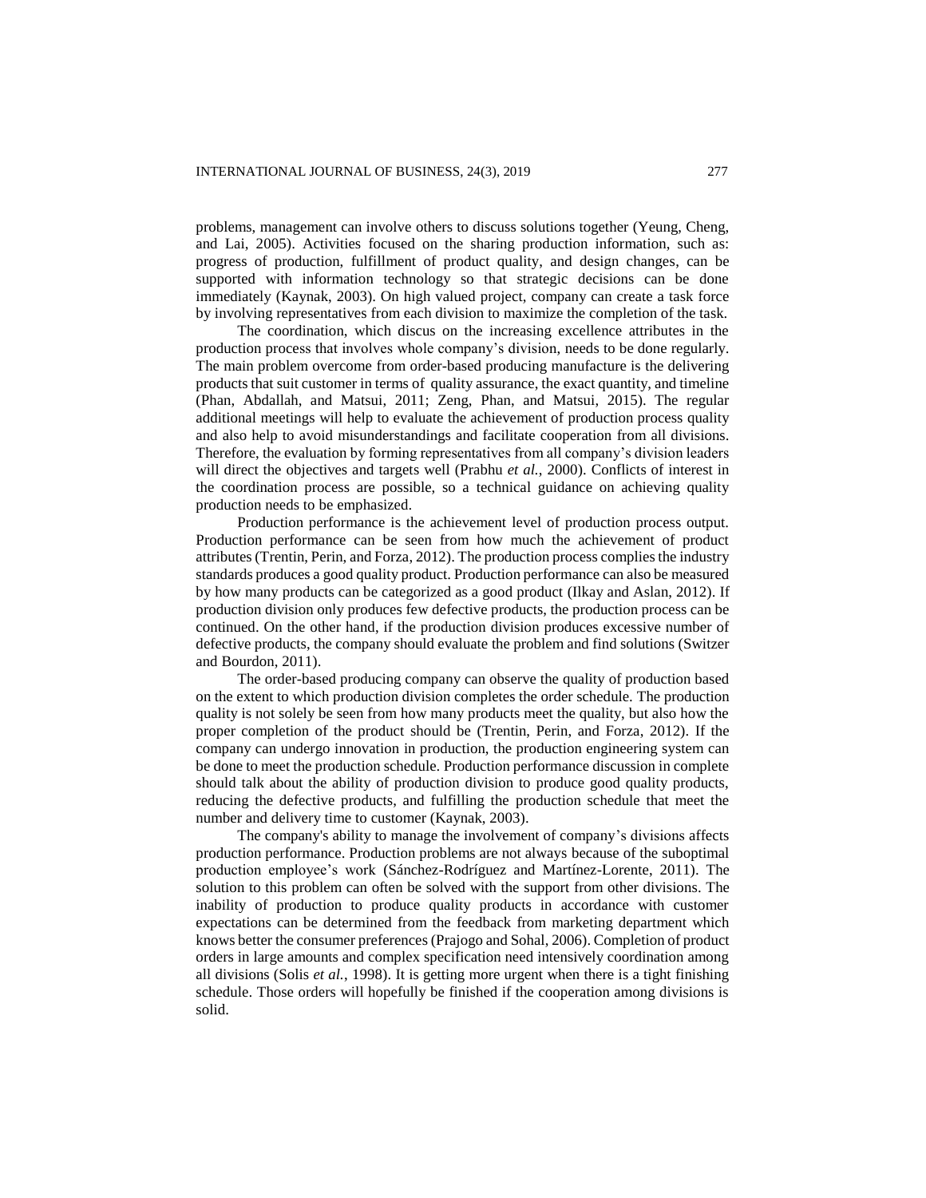problems, management can involve others to discuss solutions together (Yeung, Cheng, and Lai, 2005). Activities focused on the sharing production information, such as: progress of production, fulfillment of product quality, and design changes, can be supported with information technology so that strategic decisions can be done immediately (Kaynak, 2003). On high valued project, company can create a task force by involving representatives from each division to maximize the completion of the task.

The coordination, which discus on the increasing excellence attributes in the production process that involves whole company's division, needs to be done regularly. The main problem overcome from order-based producing manufacture is the delivering products that suit customer in terms of quality assurance, the exact quantity, and timeline (Phan, Abdallah, and Matsui, 2011; Zeng, Phan, and Matsui, 2015). The regular additional meetings will help to evaluate the achievement of production process quality and also help to avoid misunderstandings and facilitate cooperation from all divisions. Therefore, the evaluation by forming representatives from all company's division leaders will direct the objectives and targets well (Prabhu *et al.*, 2000). Conflicts of interest in the coordination process are possible, so a technical guidance on achieving quality production needs to be emphasized.

Production performance is the achievement level of production process output. Production performance can be seen from how much the achievement of product attributes (Trentin, Perin, and Forza, 2012). The production process complies the industry standards produces a good quality product. Production performance can also be measured by how many products can be categorized as a good product (Ilkay and Aslan, 2012). If production division only produces few defective products, the production process can be continued. On the other hand, if the production division produces excessive number of defective products, the company should evaluate the problem and find solutions (Switzer and Bourdon, 2011).

The order-based producing company can observe the quality of production based on the extent to which production division completes the order schedule. The production quality is not solely be seen from how many products meet the quality, but also how the proper completion of the product should be (Trentin, Perin, and Forza, 2012). If the company can undergo innovation in production, the production engineering system can be done to meet the production schedule. Production performance discussion in complete should talk about the ability of production division to produce good quality products, reducing the defective products, and fulfilling the production schedule that meet the number and delivery time to customer (Kaynak, 2003).

The company's ability to manage the involvement of company's divisions affects production performance. Production problems are not always because of the suboptimal production employee's work (Sánchez-Rodríguez and Martínez-Lorente, 2011). The solution to this problem can often be solved with the support from other divisions. The inability of production to produce quality products in accordance with customer expectations can be determined from the feedback from marketing department which knows better the consumer preferences (Prajogo and Sohal, 2006). Completion of product orders in large amounts and complex specification need intensively coordination among all divisions (Solis *et al.*, 1998). It is getting more urgent when there is a tight finishing schedule. Those orders will hopefully be finished if the cooperation among divisions is solid.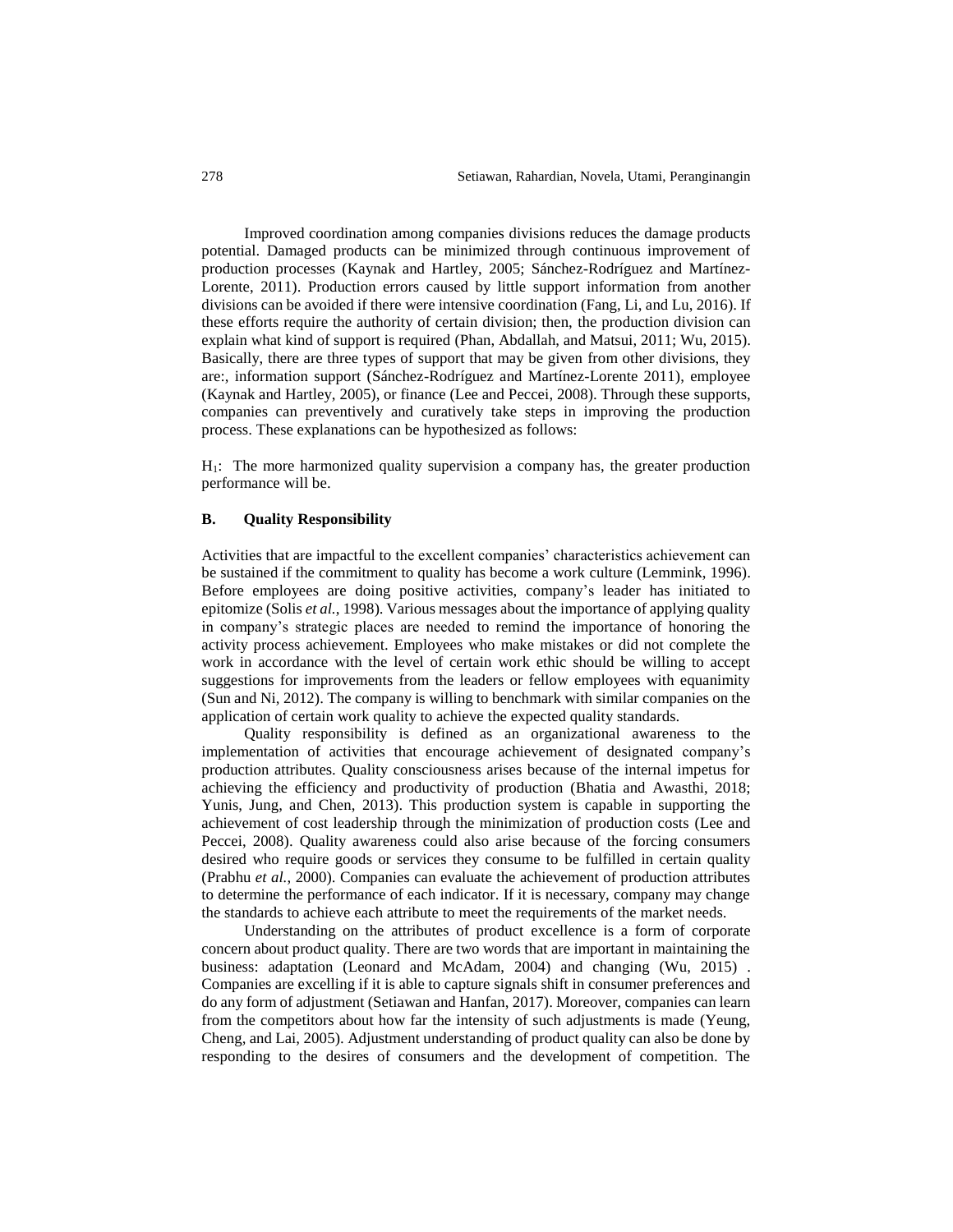Improved coordination among companies divisions reduces the damage products potential. Damaged products can be minimized through continuous improvement of production processes (Kaynak and Hartley, 2005; Sánchez-Rodríguez and Martínez-Lorente, 2011). Production errors caused by little support information from another divisions can be avoided if there were intensive coordination (Fang, Li, and Lu, 2016). If these efforts require the authority of certain division; then, the production division can explain what kind of support is required (Phan, Abdallah, and Matsui, 2011; Wu, 2015). Basically, there are three types of support that may be given from other divisions, they are:, information support (Sánchez-Rodríguez and Martínez-Lorente 2011), employee (Kaynak and Hartley, 2005), or finance (Lee and Peccei, 2008). Through these supports, companies can preventively and curatively take steps in improving the production process. These explanations can be hypothesized as follows:

$H_1$: The more harmonized quality supervision a company has, the greater production performance will be.

### B. Quality Responsibility

Activities that are impactful to the excellent companies' characteristics achievement can be sustained if the commitment to quality has become a work culture (Lemmink, 1996). Before employees are doing positive activities, company's leader has initiated to epitomize (Solis *et al.*, 1998). Various messages about the importance of applying quality in company's strategic places are needed to remind the importance of honoring the activity process achievement. Employees who make mistakes or did not complete the work in accordance with the level of certain work ethic should be willing to accept suggestions for improvements from the leaders or fellow employees with equanimity (Sun and Ni, 2012). The company is willing to benchmark with similar companies on the application of certain work quality to achieve the expected quality standards.

Quality responsibility is defined as an organizational awareness to the implementation of activities that encourage achievement of designated company's production attributes. Quality consciousness arises because of the internal impetus for achieving the efficiency and productivity of production (Bhatia and Awasthi, 2018; Yunis, Jung, and Chen, 2013). This production system is capable in supporting the achievement of cost leadership through the minimization of production costs (Lee and Peccei, 2008). Quality awareness could also arise because of the forcing consumers desired who require goods or services they consume to be fulfilled in certain quality (Prabhu *et al.*, 2000). Companies can evaluate the achievement of production attributes to determine the performance of each indicator. If it is necessary, company may change the standards to achieve each attribute to meet the requirements of the market needs.

Understanding on the attributes of product excellence is a form of corporate concern about product quality. There are two words that are important in maintaining the business: adaptation (Leonard and McAdam, 2004) and changing (Wu, 2015) . Companies are excelling if it is able to capture signals shift in consumer preferences and do any form of adjustment (Setiawan and Hanfan, 2017). Moreover, companies can learn from the competitors about how far the intensity of such adjustments is made (Yeung, Cheng, and Lai, 2005). Adjustment understanding of product quality can also be done by responding to the desires of consumers and the development of competition. The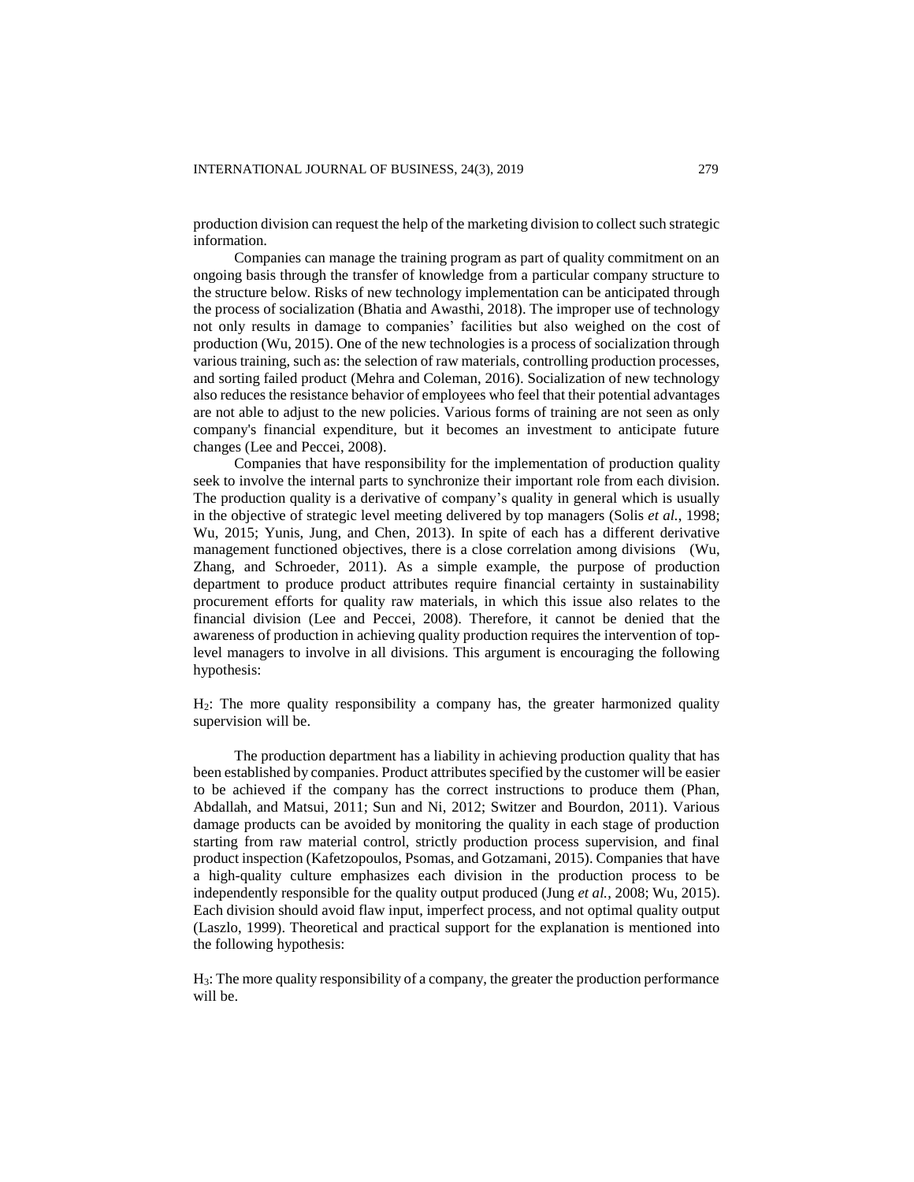production division can request the help of the marketing division to collect such strategic information.

Companies can manage the training program as part of quality commitment on an ongoing basis through the transfer of knowledge from a particular company structure to the structure below. Risks of new technology implementation can be anticipated through the process of socialization (Bhatia and Awasthi, 2018). The improper use of technology not only results in damage to companies' facilities but also weighed on the cost of production (Wu, 2015). One of the new technologies is a process of socialization through various training, such as: the selection of raw materials, controlling production processes, and sorting failed product (Mehra and Coleman, 2016). Socialization of new technology also reduces the resistance behavior of employees who feel that their potential advantages are not able to adjust to the new policies. Various forms of training are not seen as only company's financial expenditure, but it becomes an investment to anticipate future changes (Lee and Peccei, 2008).

Companies that have responsibility for the implementation of production quality seek to involve the internal parts to synchronize their important role from each division. The production quality is a derivative of company's quality in general which is usually in the objective of strategic level meeting delivered by top managers (Solis *et al.*, 1998; Wu, 2015; Yunis, Jung, and Chen, 2013). In spite of each has a different derivative management functioned objectives, there is a close correlation among divisions (Wu, Zhang, and Schroeder, 2011). As a simple example, the purpose of production department to produce product attributes require financial certainty in sustainability procurement efforts for quality raw materials, in which this issue also relates to the financial division (Lee and Peccei, 2008). Therefore, it cannot be denied that the awareness of production in achieving quality production requires the intervention of top-level managers to involve in all divisions. This argument is encouraging the following hypothesis:

$H_2$: The more quality responsibility a company has, the greater harmonized quality supervision will be.

The production department has a liability in achieving production quality that has been established by companies. Product attributes specified by the customer will be easier to be achieved if the company has the correct instructions to produce them (Phan, Abdallah, and Matsui, 2011; Sun and Ni, 2012; Switzer and Bourdon, 2011). Various damage products can be avoided by monitoring the quality in each stage of production starting from raw material control, strictly production process supervision, and final product inspection (Kafetzopoulos, Psomas, and Gotzamani, 2015). Companies that have a high-quality culture emphasizes each division in the production process to be independently responsible for the quality output produced (Jung *et al.*, 2008; Wu, 2015). Each division should avoid flaw input, imperfect process, and not optimal quality output (Laszlo, 1999). Theoretical and practical support for the explanation is mentioned into the following hypothesis:

$H_3$: The more quality responsibility of a company, the greater the production performance will be.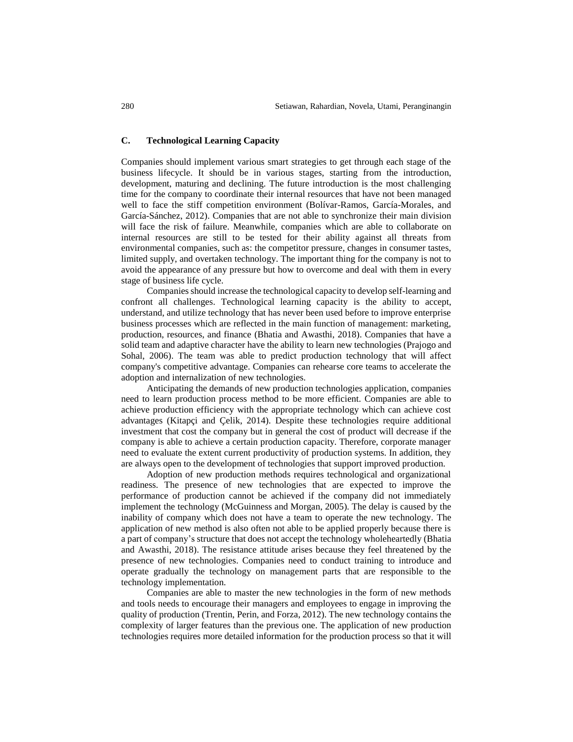## C. Technological Learning Capacity

Companies should implement various smart strategies to get through each stage of the business lifecycle. It should be in various stages, starting from the introduction, development, maturing and declining. The future introduction is the most challenging time for the company to coordinate their internal resources that have not been managed well to face the stiff competition environment (Bolívar-Ramos, García-Morales, and García-Sánchez, 2012). Companies that are not able to synchronize their main division will face the risk of failure. Meanwhile, companies which are able to collaborate on internal resources are still to be tested for their ability against all threats from environmental companies, such as: the competitor pressure, changes in consumer tastes, limited supply, and overtaken technology. The important thing for the company is not to avoid the appearance of any pressure but how to overcome and deal with them in every stage of business life cycle.

Companies should increase the technological capacity to develop self-learning and confront all challenges. Technological learning capacity is the ability to accept, understand, and utilize technology that has never been used before to improve enterprise business processes which are reflected in the main function of management: marketing, production, resources, and finance (Bhatia and Awasthi, 2018). Companies that have a solid team and adaptive character have the ability to learn new technologies (Prajogo and Sohal, 2006). The team was able to predict production technology that will affect company's competitive advantage. Companies can rehearse core teams to accelerate the adoption and internalization of new technologies.

Anticipating the demands of new production technologies application, companies need to learn production process method to be more efficient. Companies are able to achieve production efficiency with the appropriate technology which can achieve cost advantages (Kitapçi and Çelik, 2014). Despite these technologies require additional investment that cost the company but in general the cost of product will decrease if the company is able to achieve a certain production capacity. Therefore, corporate manager need to evaluate the extent current productivity of production systems. In addition, they are always open to the development of technologies that support improved production.

Adoption of new production methods requires technological and organizational readiness. The presence of new technologies that are expected to improve the performance of production cannot be achieved if the company did not immediately implement the technology (McGuinness and Morgan, 2005). The delay is caused by the inability of company which does not have a team to operate the new technology. The application of new method is also often not able to be applied properly because there is a part of company's structure that does not accept the technology wholeheartedly (Bhatia and Awasthi, 2018). The resistance attitude arises because they feel threatened by the presence of new technologies. Companies need to conduct training to introduce and operate gradually the technology on management parts that are responsible to the technology implementation.

Companies are able to master the new technologies in the form of new methods and tools needs to encourage their managers and employees to engage in improving the quality of production (Trentin, Perin, and Forza, 2012). The new technology contains the complexity of larger features than the previous one. The application of new production technologies requires more detailed information for the production process so that it will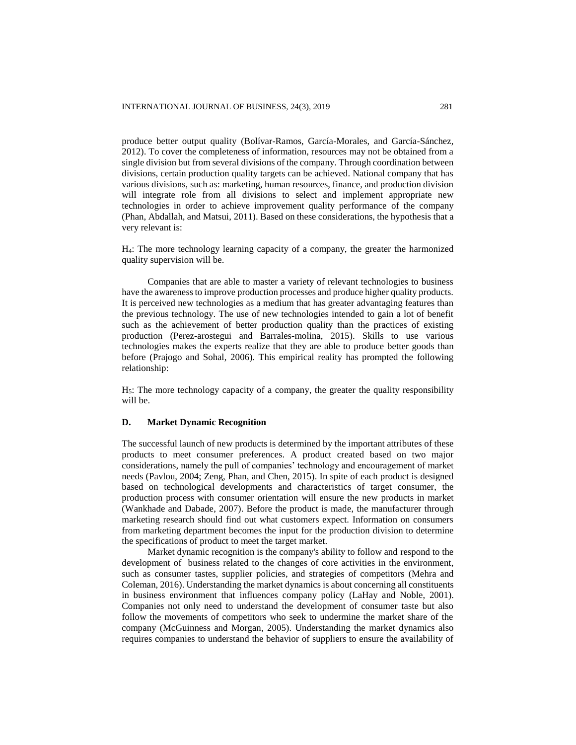produce better output quality (Bolívar-Ramos, García-Morales, and García-Sánchez, 2012). To cover the completeness of information, resources may not be obtained from a single division but from several divisions of the company. Through coordination between divisions, certain production quality targets can be achieved. National company that has various divisions, such as: marketing, human resources, finance, and production division will integrate role from all divisions to select and implement appropriate new technologies in order to achieve improvement quality performance of the company (Phan, Abdallah, and Matsui, 2011). Based on these considerations, the hypothesis that a very relevant is:

$H_4$: The more technology learning capacity of a company, the greater the harmonized quality supervision will be.

Companies that are able to master a variety of relevant technologies to business have the awareness to improve production processes and produce higher quality products. It is perceived new technologies as a medium that has greater advantaging features than the previous technology. The use of new technologies intended to gain a lot of benefit such as the achievement of better production quality than the practices of existing production (Perez-arostegui and Barrales-molina, 2015). Skills to use various technologies makes the experts realize that they are able to produce better goods than before (Prajogo and Sohal, 2006). This empirical reality has prompted the following relationship:

$H_5$: The more technology capacity of a company, the greater the quality responsibility will be.

### D. Market Dynamic Recognition

The successful launch of new products is determined by the important attributes of these products to meet consumer preferences. A product created based on two major considerations, namely the pull of companies' technology and encouragement of market needs (Pavlou, 2004; Zeng, Phan, and Chen, 2015). In spite of each product is designed based on technological developments and characteristics of target consumer, the production process with consumer orientation will ensure the new products in market (Wankhade and Dabade, 2007). Before the product is made, the manufacturer through marketing research should find out what customers expect. Information on consumers from marketing department becomes the input for the production division to determine the specifications of product to meet the target market.

Market dynamic recognition is the company's ability to follow and respond to the development of business related to the changes of core activities in the environment, such as consumer tastes, supplier policies, and strategies of competitors (Mehra and Coleman, 2016). Understanding the market dynamics is about concerning all constituents in business environment that influences company policy (LaHay and Noble, 2001). Companies not only need to understand the development of consumer taste but also follow the movements of competitors who seek to undermine the market share of the company (McGuinness and Morgan, 2005). Understanding the market dynamics also requires companies to understand the behavior of suppliers to ensure the availability of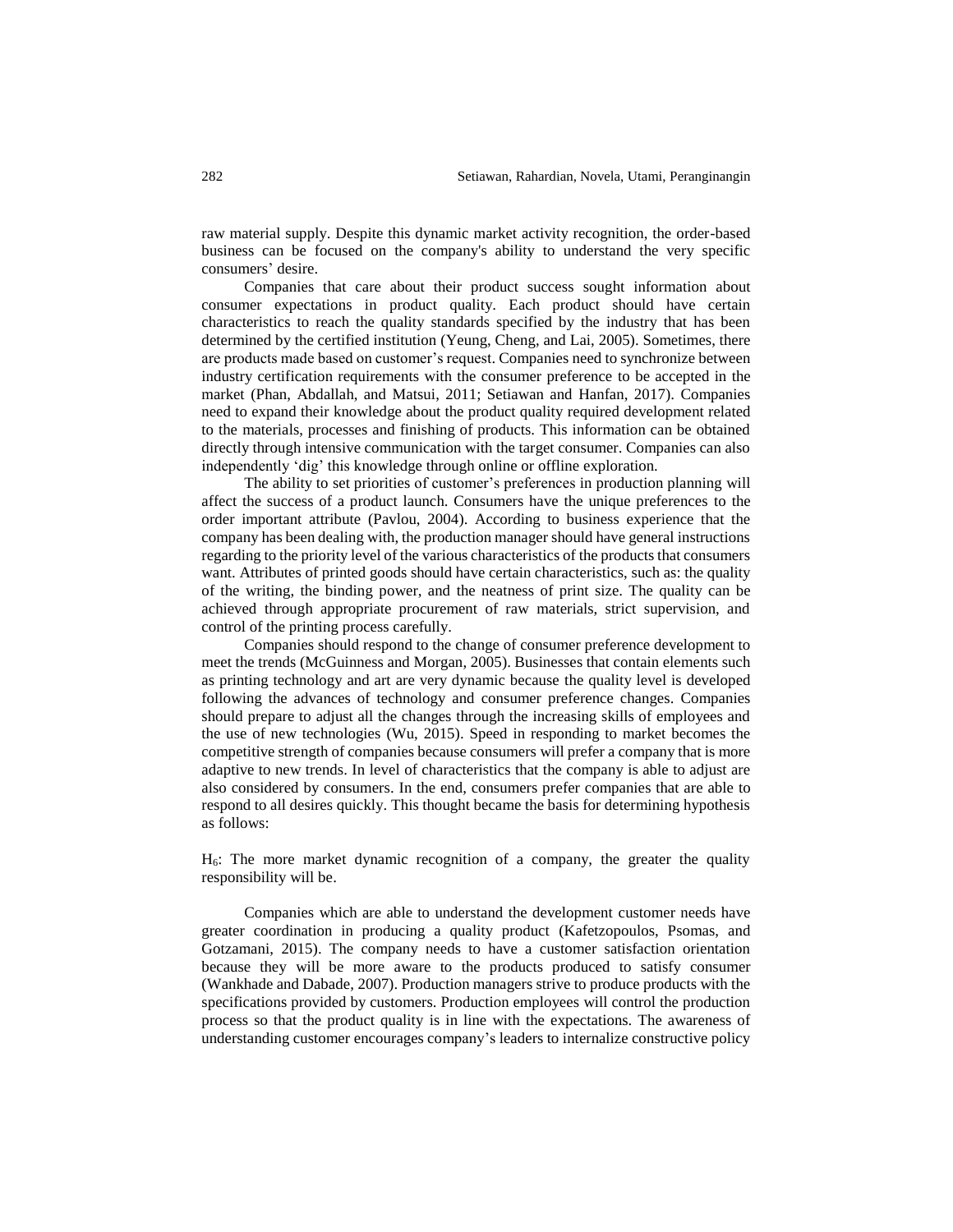raw material supply. Despite this dynamic market activity recognition, the order-based business can be focused on the company's ability to understand the very specific consumers' desire.

Companies that care about their product success sought information about consumer expectations in product quality. Each product should have certain characteristics to reach the quality standards specified by the industry that has been determined by the certified institution (Yeung, Cheng, and Lai, 2005). Sometimes, there are products made based on customer's request. Companies need to synchronize between industry certification requirements with the consumer preference to be accepted in the market (Phan, Abdallah, and Matsui, 2011; Setiawan and Hanfan, 2017). Companies need to expand their knowledge about the product quality required development related to the materials, processes and finishing of products. This information can be obtained directly through intensive communication with the target consumer. Companies can also independently 'dig' this knowledge through online or offline exploration.

The ability to set priorities of customer's preferences in production planning will affect the success of a product launch. Consumers have the unique preferences to the order important attribute (Pavlou, 2004). According to business experience that the company has been dealing with, the production manager should have general instructions regarding to the priority level of the various characteristics of the products that consumers want. Attributes of printed goods should have certain characteristics, such as: the quality of the writing, the binding power, and the neatness of print size. The quality can be achieved through appropriate procurement of raw materials, strict supervision, and control of the printing process carefully.

Companies should respond to the change of consumer preference development to meet the trends (McGuinness and Morgan, 2005). Businesses that contain elements such as printing technology and art are very dynamic because the quality level is developed following the advances of technology and consumer preference changes. Companies should prepare to adjust all the changes through the increasing skills of employees and the use of new technologies (Wu, 2015). Speed in responding to market becomes the competitive strength of companies because consumers will prefer a company that is more adaptive to new trends. In level of characteristics that the company is able to adjust are also considered by consumers. In the end, consumers prefer companies that are able to respond to all desires quickly. This thought became the basis for determining hypothesis as follows:

$H_6$: The more market dynamic recognition of a company, the greater the quality responsibility will be.

Companies which are able to understand the development customer needs have greater coordination in producing a quality product (Kafetzopoulos, Psomas, and Gotzamani, 2015). The company needs to have a customer satisfaction orientation because they will be more aware to the products produced to satisfy consumer (Wankhade and Dabade, 2007). Production managers strive to produce products with the specifications provided by customers. Production employees will control the production process so that the product quality is in line with the expectations. The awareness of understanding customer encourages company's leaders to internalize constructive policy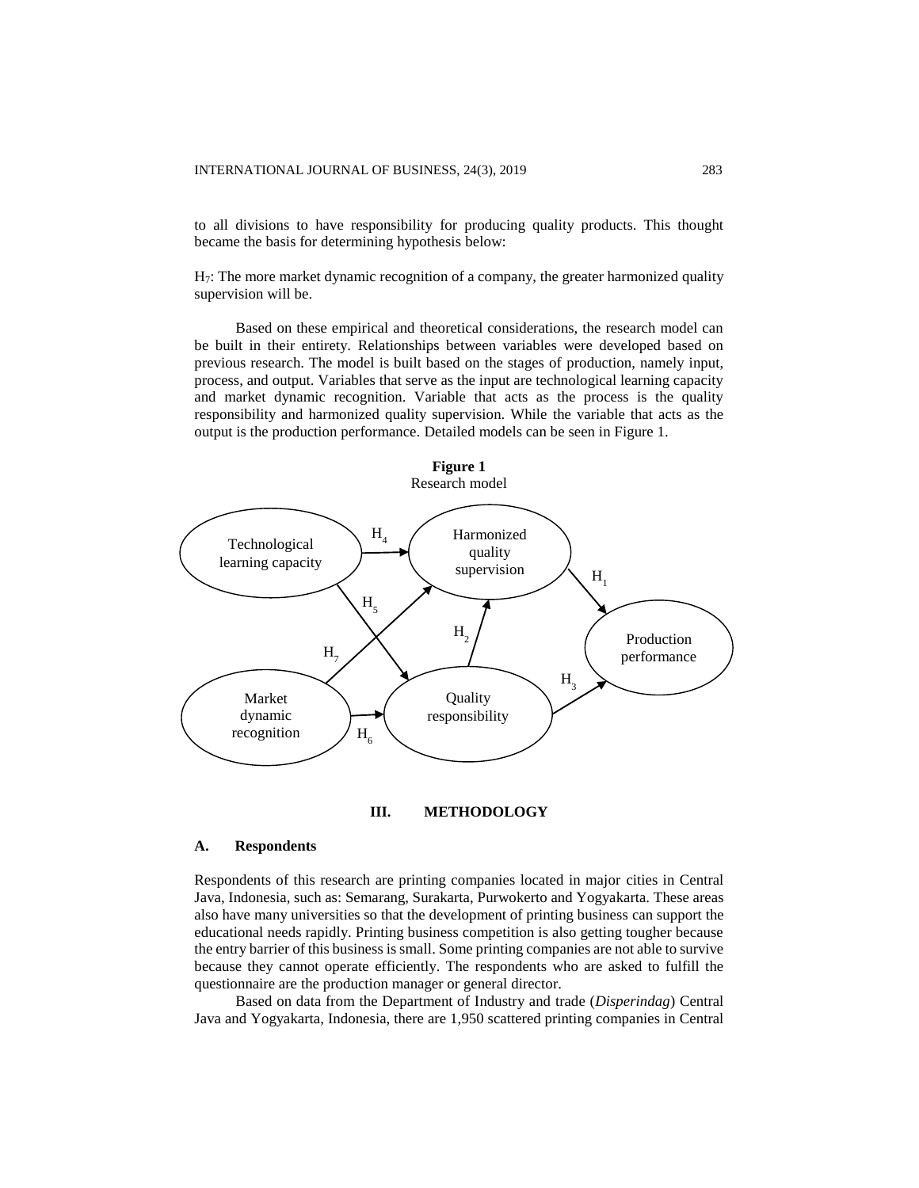to all divisions to have responsibility for producing quality products. This thought became the basis for determining hypothesis below:

$H_7$: The more market dynamic recognition of a company, the greater harmonized quality supervision will be.

Based on these empirical and theoretical considerations, the research model can be built in their entirety. Relationships between variables were developed based on previous research. The model is built based on the stages of production, namely input, process, and output. Variables that serve as the input are technological learning capacity and market dynamic recognition. Variable that acts as the process is the quality responsibility and harmonized quality supervision. While the variable that acts as the output is the production performance. Detailed models can be seen in Figure 1.

**Figure 1**
Research model

Technological learning capacity
Harmonized quality supervision
Production performance
Market dynamic recognition
Quality responsibility
$H_1$
$H_2$
$H_3$
$H_4$
$H_5$
$H_6$
$H_7$

## III. METHODOLOGY

### A. Respondents

Respondents of this research are printing companies located in major cities in Central Java, Indonesia, such as: Semarang, Surakarta, Purwokerto and Yogyakarta. These areas also have many universities so that the development of printing business can support the educational needs rapidly. Printing business competition is also getting tougher because the entry barrier of this business is small. Some printing companies are not able to survive because they cannot operate efficiently. The respondents who are asked to fulfill the questionnaire are the production manager or general director.

Based on data from the Department of Industry and trade (*Disperindag*) Central Java and Yogyakarta, Indonesia, there are 1,950 scattered printing companies in Central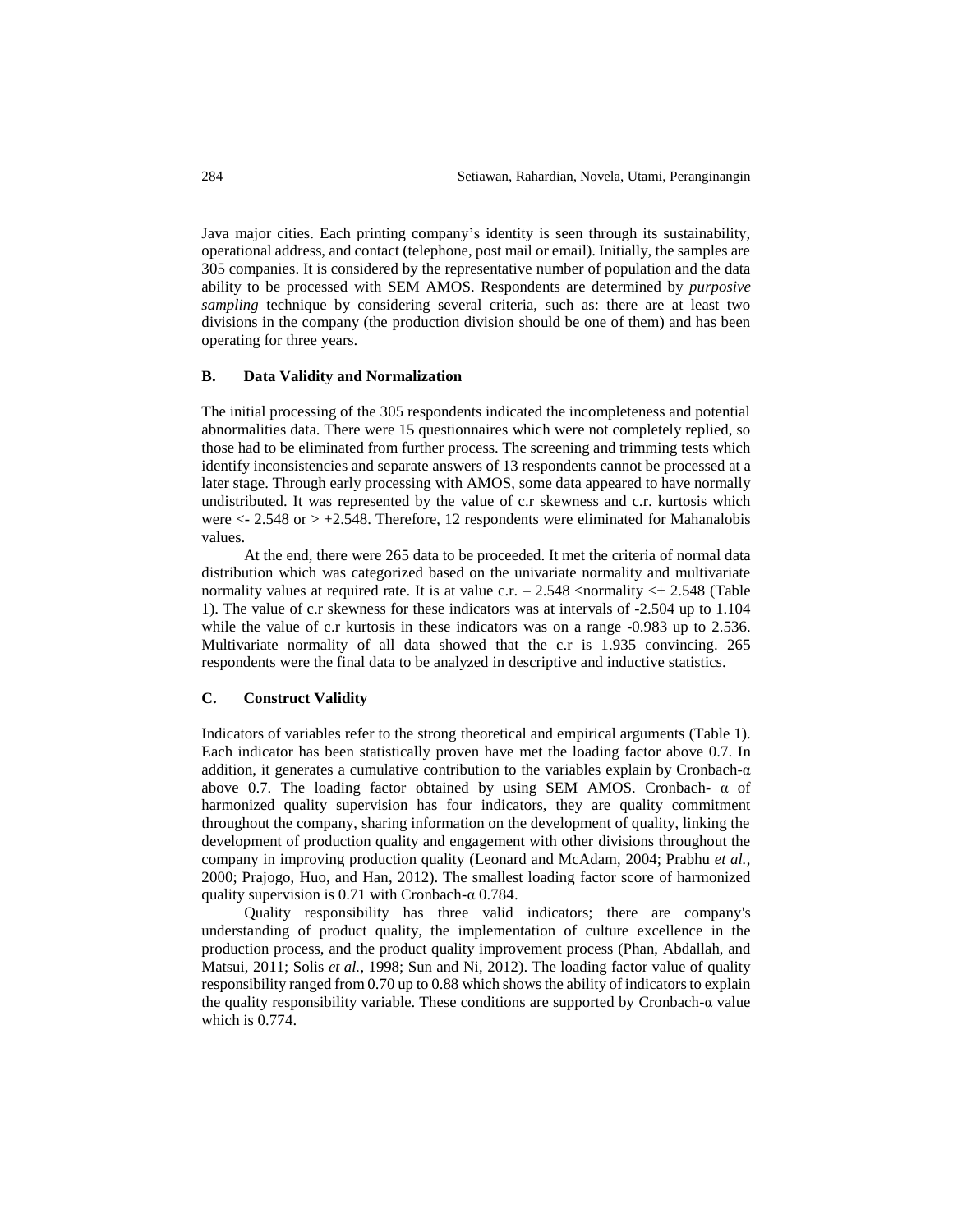Java major cities. Each printing company's identity is seen through its sustainability, operational address, and contact (telephone, post mail or email). Initially, the samples are 305 companies. It is considered by the representative number of population and the data ability to be processed with SEM AMOS. Respondents are determined by *purposive sampling* technique by considering several criteria, such as: there are at least two divisions in the company (the production division should be one of them) and has been operating for three years.

### B. Data Validity and Normalization

The initial processing of the 305 respondents indicated the incompleteness and potential abnormalities data. There were 15 questionnaires which were not completely replied, so those had to be eliminated from further process. The screening and trimming tests which identify inconsistencies and separate answers of 13 respondents cannot be processed at a later stage. Through early processing with AMOS, some data appeared to have normally undistributed. It was represented by the value of c.r skewness and c.r. kurtosis which were <- 2.548 or > +2.548. Therefore, 12 respondents were eliminated for Mahanalobis values.

At the end, there were 265 data to be proceeded. It met the criteria of normal data distribution which was categorized based on the univariate normality and multivariate normality values at required rate. It is at value c.r. – 2.548 <normality <+ 2.548 (Table 1). The value of c.r skewness for these indicators was at intervals of -2.504 up to 1.104 while the value of c.r kurtosis in these indicators was on a range -0.983 up to 2.536. Multivariate normality of all data showed that the c.r is 1.935 convincing. 265 respondents were the final data to be analyzed in descriptive and inductive statistics.

### C. Construct Validity

Indicators of variables refer to the strong theoretical and empirical arguments (Table 1). Each indicator has been statistically proven have met the loading factor above 0.7. In addition, it generates a cumulative contribution to the variables explain by Cronbach-α above 0.7. The loading factor obtained by using SEM AMOS. Cronbach- α of harmonized quality supervision has four indicators, they are quality commitment throughout the company, sharing information on the development of quality, linking the development of production quality and engagement with other divisions throughout the company in improving production quality (Leonard and McAdam, 2004; Prabhu *et al.*, 2000; Prajogo, Huo, and Han, 2012). The smallest loading factor score of harmonized quality supervision is 0.71 with Cronbach-α 0.784.

Quality responsibility has three valid indicators; there are company's understanding of product quality, the implementation of culture excellence in the production process, and the product quality improvement process (Phan, Abdallah, and Matsui, 2011; Solis *et al.*, 1998; Sun and Ni, 2012). The loading factor value of quality responsibility ranged from 0.70 up to 0.88 which shows the ability of indicators to explain the quality responsibility variable. These conditions are supported by Cronbach-α value which is 0.774.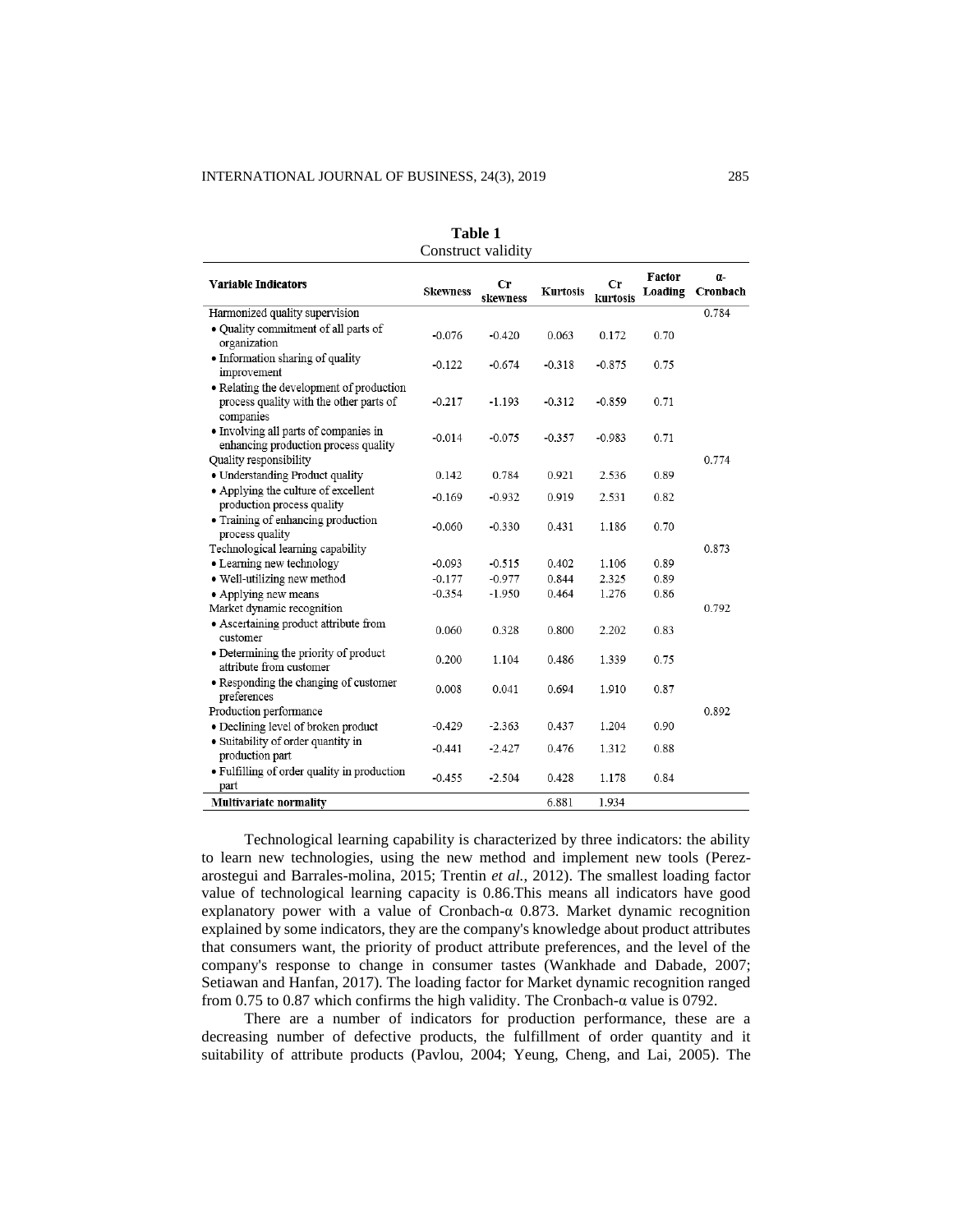**Table 1**
Construct validity

| Variable Indicators | Skewness | Cr skewness | Kurtosis | Cr kurtosis | Factor Loading | α-Cronbach |
|---|---|---|---|---|---|---|
| Harmonized quality supervision | | | | | | 0.784 |
| • Quality commitment of all parts of organization | -0.076 | -0.420 | 0.063 | 0.172 | 0.70 | |
| • Information sharing of quality improvement | -0.122 | -0.674 | -0.318 | -0.875 | 0.75 | |
| • Relating the development of production process quality with the other parts of companies | -0.217 | -1.193 | -0.312 | -0.859 | 0.71 | |
| • Involving all parts of companies in enhancing production process quality | -0.014 | -0.075 | -0.357 | -0.983 | 0.71 | |
| Quality responsibility | | | | | | 0.774 |
| • Understanding Product quality | 0.142 | 0.784 | 0.921 | 2.536 | 0.89 | |
| • Applying the culture of excellent production process quality | -0.169 | -0.932 | 0.919 | 2.531 | 0.82 | |
| • Training of enhancing production process quality | -0.060 | -0.330 | 0.431 | 1.186 | 0.70 | |
| Technological learning capability | | | | | | 0.873 |
| • Learning new technology | -0.093 | -0.515 | 0.402 | 1.106 | 0.89 | |
| • Well-utilizing new method | -0.177 | -0.977 | 0.844 | 2.325 | 0.89 | |
| • Applying new means | -0.354 | -1.950 | 0.464 | 1.276 | 0.86 | |
| Market dynamic recognition | | | | | | 0.792 |
| • Ascertaining product attribute from customer | 0.060 | 0.328 | 0.800 | 2.202 | 0.83 | |
| • Determining the priority of product attribute from customer | 0.200 | 1.104 | 0.486 | 1.339 | 0.75 | |
| • Responding the changing of customer preferences | 0.008 | 0.041 | 0.694 | 1.910 | 0.87 | |
| Production performance | | | | | | 0.892 |
| • Declining level of broken product | -0.429 | -2.363 | 0.437 | 1.204 | 0.90 | |
| • Suitability of order quantity in production part | -0.441 | -2.427 | 0.476 | 1.312 | 0.88 | |
| • Fulfilling of order quality in production part | -0.455 | -2.504 | 0.428 | 1.178 | 0.84 | |
| **Multivariate normality** | | | 6.881 | 1.934 | | |

Technological learning capability is characterized by three indicators: the ability to learn new technologies, using the new method and implement new tools (Perez-arostegui and Barrales-molina, 2015; Trentin *et al.*, 2012). The smallest loading factor value of technological learning capacity is 0.86.This means all indicators have good explanatory power with a value of Cronbach-α 0.873. Market dynamic recognition explained by some indicators, they are the company's knowledge about product attributes that consumers want, the priority of product attribute preferences, and the level of the company's response to change in consumer tastes (Wankhade and Dabade, 2007; Setiawan and Hanfan, 2017). The loading factor for Market dynamic recognition ranged from 0.75 to 0.87 which confirms the high validity. The Cronbach-α value is 0792.

There are a number of indicators for production performance, these are a decreasing number of defective products, the fulfillment of order quantity and it suitability of attribute products (Pavlou, 2004; Yeung, Cheng, and Lai, 2005). The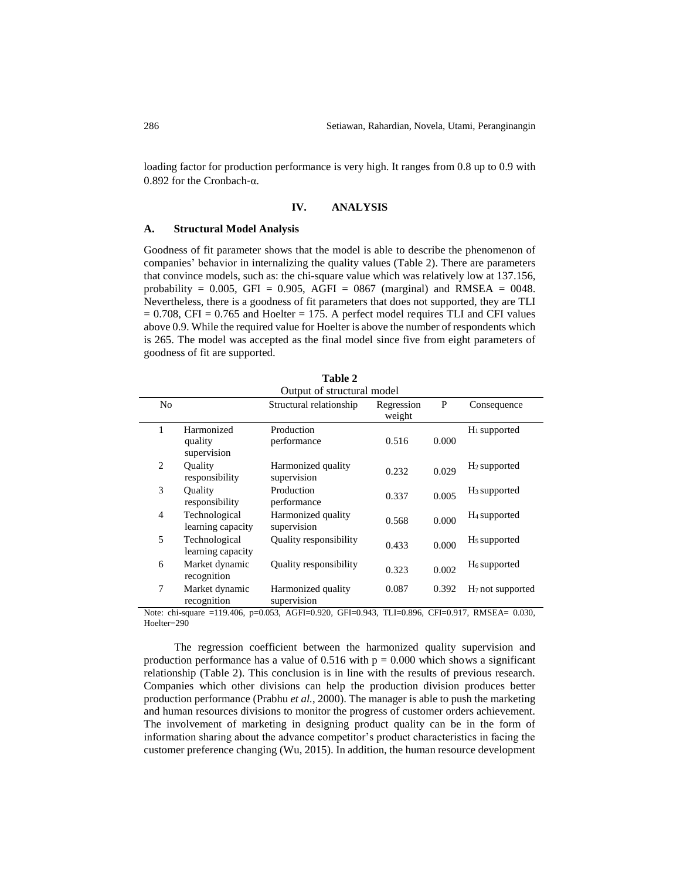loading factor for production performance is very high. It ranges from 0.8 up to 0.9 with 0.892 for the Cronbach-α.

## IV. ANALYSIS

### A. Structural Model Analysis

Goodness of fit parameter shows that the model is able to describe the phenomenon of companies' behavior in internalizing the quality values (Table 2). There are parameters that convince models, such as: the chi-square value which was relatively low at 137.156, probability = 0.005, GFI = 0.905, AGFI = 0867 (marginal) and RMSEA = 0048. Nevertheless, there is a goodness of fit parameters that does not supported, they are TLI = 0.708, CFI = 0.765 and Hoelter = 175. A perfect model requires TLI and CFI values above 0.9. While the required value for Hoelter is above the number of respondents which is 265. The model was accepted as the final model since five from eight parameters of goodness of fit are supported.

**Table 2**
Output of structural model

| No | | Structural relationship | Regression weight | P | Consequence |
|---|---|---|---|---|---|
| 1 | Harmonized quality supervision | Production performance | 0.516 | 0.000 | $H_1$ supported |
| 2 | Quality responsibility | Harmonized quality supervision | 0.232 | 0.029 | $H_2$ supported |
| 3 | Quality responsibility | Production performance | 0.337 | 0.005 | $H_3$ supported |
| 4 | Technological learning capacity | Harmonized quality supervision | 0.568 | 0.000 | $H_4$ supported |
| 5 | Technological learning capacity | Quality responsibility | 0.433 | 0.000 | $H_5$ supported |
| 6 | Market dynamic recognition | Quality responsibility | 0.323 | 0.002 | $H_6$ supported |
| 7 | Market dynamic recognition | Harmonized quality supervision | 0.087 | 0.392 | $H_7$ not supported |

Note: chi-square =119.406, p=0.053, AGFI=0.920, GFI=0.943, TLI=0.896, CFI=0.917, RMSEA= 0.030, Hoelter=290

The regression coefficient between the harmonized quality supervision and production performance has a value of 0.516 with p = 0.000 which shows a significant relationship (Table 2). This conclusion is in line with the results of previous research. Companies which other divisions can help the production division produces better production performance (Prabhu *et al.*, 2000). The manager is able to push the marketing and human resources divisions to monitor the progress of customer orders achievement. The involvement of marketing in designing product quality can be in the form of information sharing about the advance competitor's product characteristics in facing the customer preference changing (Wu, 2015). In addition, the human resource development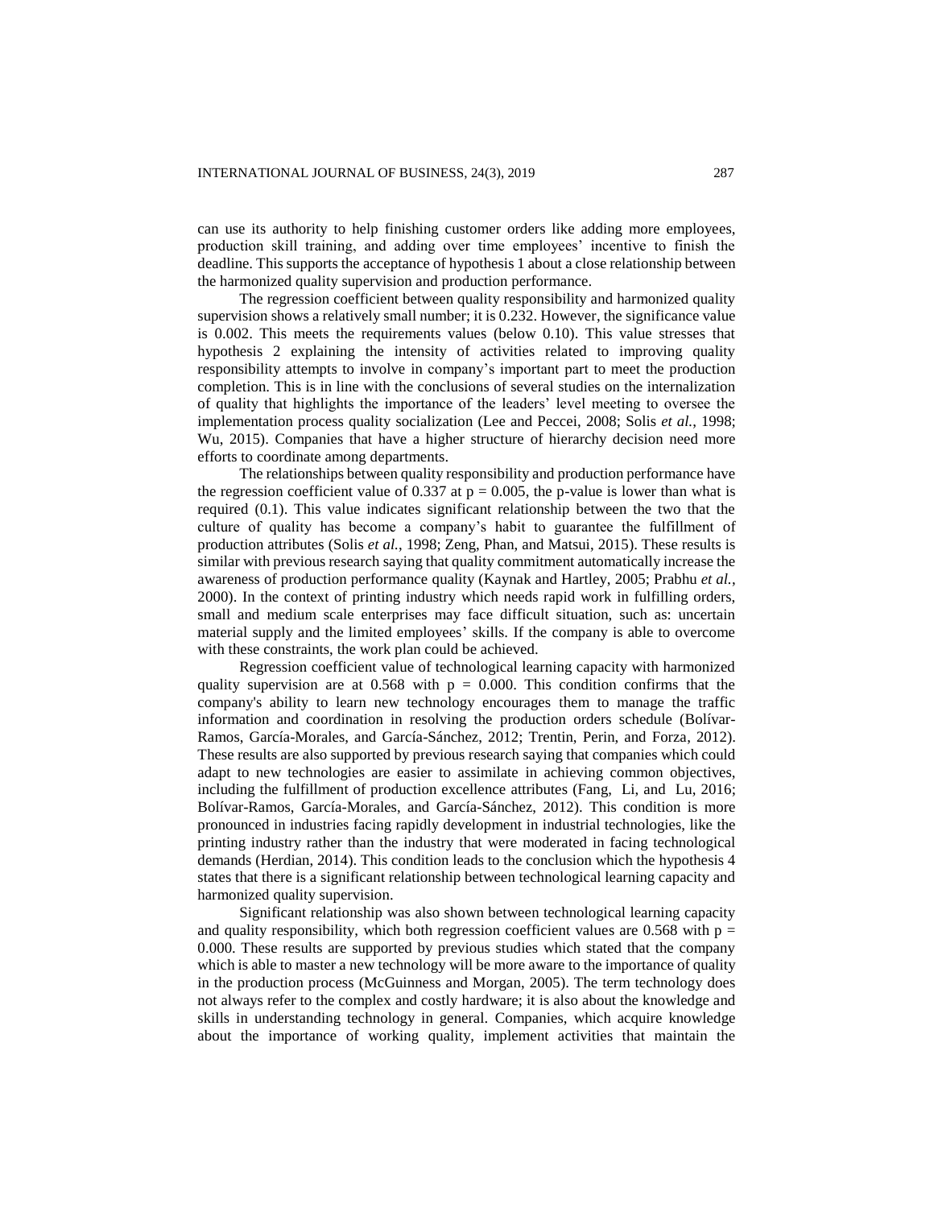can use its authority to help finishing customer orders like adding more employees, production skill training, and adding over time employees' incentive to finish the deadline. This supports the acceptance of hypothesis 1 about a close relationship between the harmonized quality supervision and production performance.

The regression coefficient between quality responsibility and harmonized quality supervision shows a relatively small number; it is 0.232. However, the significance value is 0.002. This meets the requirements values (below 0.10). This value stresses that hypothesis 2 explaining the intensity of activities related to improving quality responsibility attempts to involve in company's important part to meet the production completion. This is in line with the conclusions of several studies on the internalization of quality that highlights the importance of the leaders' level meeting to oversee the implementation process quality socialization (Lee and Peccei, 2008; Solis *et al.*, 1998; Wu, 2015). Companies that have a higher structure of hierarchy decision need more efforts to coordinate among departments.

The relationships between quality responsibility and production performance have the regression coefficient value of 0.337 at $p = 0.005$, the p-value is lower than what is required (0.1). This value indicates significant relationship between the two that the culture of quality has become a company's habit to guarantee the fulfillment of production attributes (Solis *et al.*, 1998; Zeng, Phan, and Matsui, 2015). These results is similar with previous research saying that quality commitment automatically increase the awareness of production performance quality (Kaynak and Hartley, 2005; Prabhu *et al.*, 2000). In the context of printing industry which needs rapid work in fulfilling orders, small and medium scale enterprises may face difficult situation, such as: uncertain material supply and the limited employees' skills. If the company is able to overcome with these constraints, the work plan could be achieved.

Regression coefficient value of technological learning capacity with harmonized quality supervision are at 0.568 with $p = 0.000$. This condition confirms that the company's ability to learn new technology encourages them to manage the traffic information and coordination in resolving the production orders schedule (Bolívar-Ramos, García-Morales, and García-Sánchez, 2012; Trentin, Perin, and Forza, 2012). These results are also supported by previous research saying that companies which could adapt to new technologies are easier to assimilate in achieving common objectives, including the fulfillment of production excellence attributes (Fang, Li, and Lu, 2016; Bolívar-Ramos, García-Morales, and García-Sánchez, 2012). This condition is more pronounced in industries facing rapidly development in industrial technologies, like the printing industry rather than the industry that were moderated in facing technological demands (Herdian, 2014). This condition leads to the conclusion which the hypothesis 4 states that there is a significant relationship between technological learning capacity and harmonized quality supervision.

Significant relationship was also shown between technological learning capacity and quality responsibility, which both regression coefficient values are 0.568 with $p = 0.000$. These results are supported by previous studies which stated that the company which is able to master a new technology will be more aware to the importance of quality in the production process (McGuinness and Morgan, 2005). The term technology does not always refer to the complex and costly hardware; it is also about the knowledge and skills in understanding technology in general. Companies, which acquire knowledge about the importance of working quality, implement activities that maintain the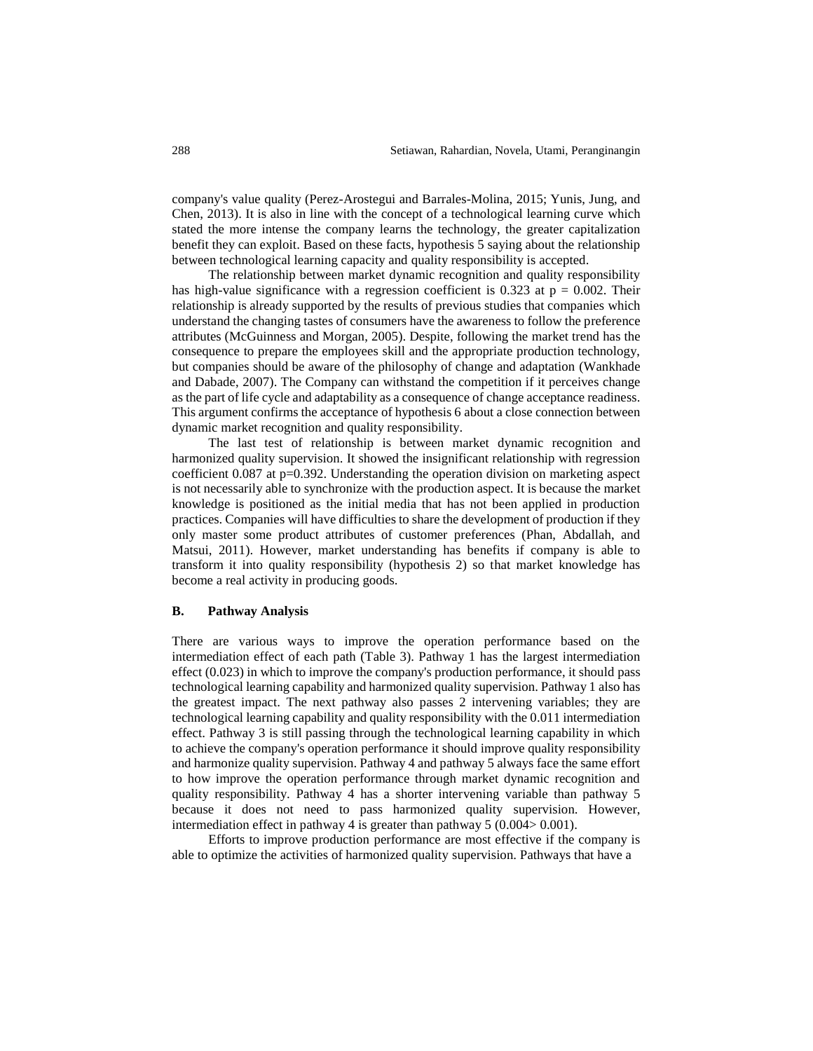company's value quality (Perez-Arostegui and Barrales-Molina, 2015; Yunis, Jung, and Chen, 2013). It is also in line with the concept of a technological learning curve which stated the more intense the company learns the technology, the greater capitalization benefit they can exploit. Based on these facts, hypothesis 5 saying about the relationship between technological learning capacity and quality responsibility is accepted.

The relationship between market dynamic recognition and quality responsibility has high-value significance with a regression coefficient is 0.323 at $p = 0.002$. Their relationship is already supported by the results of previous studies that companies which understand the changing tastes of consumers have the awareness to follow the preference attributes (McGuinness and Morgan, 2005). Despite, following the market trend has the consequence to prepare the employees skill and the appropriate production technology, but companies should be aware of the philosophy of change and adaptation (Wankhade and Dabade, 2007). The Company can withstand the competition if it perceives change as the part of life cycle and adaptability as a consequence of change acceptance readiness. This argument confirms the acceptance of hypothesis 6 about a close connection between dynamic market recognition and quality responsibility.

The last test of relationship is between market dynamic recognition and harmonized quality supervision. It showed the insignificant relationship with regression coefficient 0.087 at $p=0.392$. Understanding the operation division on marketing aspect is not necessarily able to synchronize with the production aspect. It is because the market knowledge is positioned as the initial media that has not been applied in production practices. Companies will have difficulties to share the development of production if they only master some product attributes of customer preferences (Phan, Abdallah, and Matsui, 2011). However, market understanding has benefits if company is able to transform it into quality responsibility (hypothesis 2) so that market knowledge has become a real activity in producing goods.

### B. Pathway Analysis

There are various ways to improve the operation performance based on the intermediation effect of each path (Table 3). Pathway 1 has the largest intermediation effect (0.023) in which to improve the company's production performance, it should pass technological learning capability and harmonized quality supervision. Pathway 1 also has the greatest impact. The next pathway also passes 2 intervening variables; they are technological learning capability and quality responsibility with the 0.011 intermediation effect. Pathway 3 is still passing through the technological learning capability in which to achieve the company's operation performance it should improve quality responsibility and harmonize quality supervision. Pathway 4 and pathway 5 always face the same effort to how improve the operation performance through market dynamic recognition and quality responsibility. Pathway 4 has a shorter intervening variable than pathway 5 because it does not need to pass harmonized quality supervision. However, intermediation effect in pathway 4 is greater than pathway 5 (0.004> 0.001).

Efforts to improve production performance are most effective if the company is able to optimize the activities of harmonized quality supervision. Pathways that have a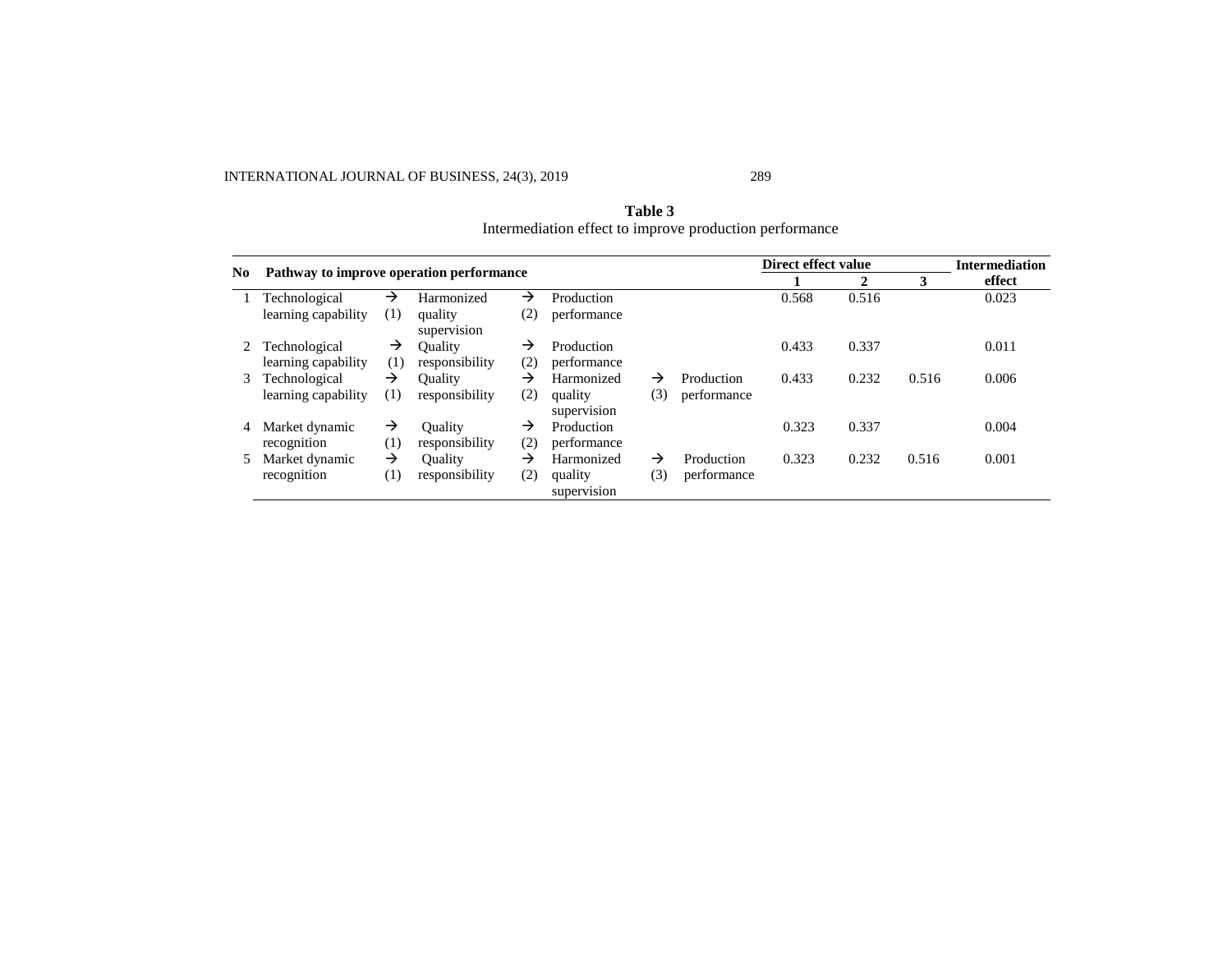**Table 3**
Intermediation effect to improve production performance

| No | Pathway to improve operation performance | | | | | | | | Direct effect value | | | Intermediation effect |
|---|---|---|---|---|---|---|---|---|---|---|---|---|
| | | | | | | | | | 1 | 2 | 3 | |
| 1 | Technological learning capability | → (1) | Harmonized quality supervision | → (2) | Production performance | | | | 0.568 | 0.516 | | 0.023 |
| 2 | Technological learning capability | → (1) | Quality responsibility | → (2) | Production performance | | | | 0.433 | 0.337 | | 0.011 |
| 3 | Technological learning capability | → (1) | Quality responsibility | → (2) | Harmonized quality supervision | → (3) | Production performance | | 0.433 | 0.232 | 0.516 | 0.006 |
| 4 | Market dynamic recognition | → (1) | Quality responsibility | → (2) | Production performance | | | | 0.323 | 0.337 | | 0.004 |
| 5 | Market dynamic recognition | → (1) | Quality responsibility | → (2) | Harmonized quality supervision | → (3) | Production performance | | 0.323 | 0.232 | 0.516 | 0.001 |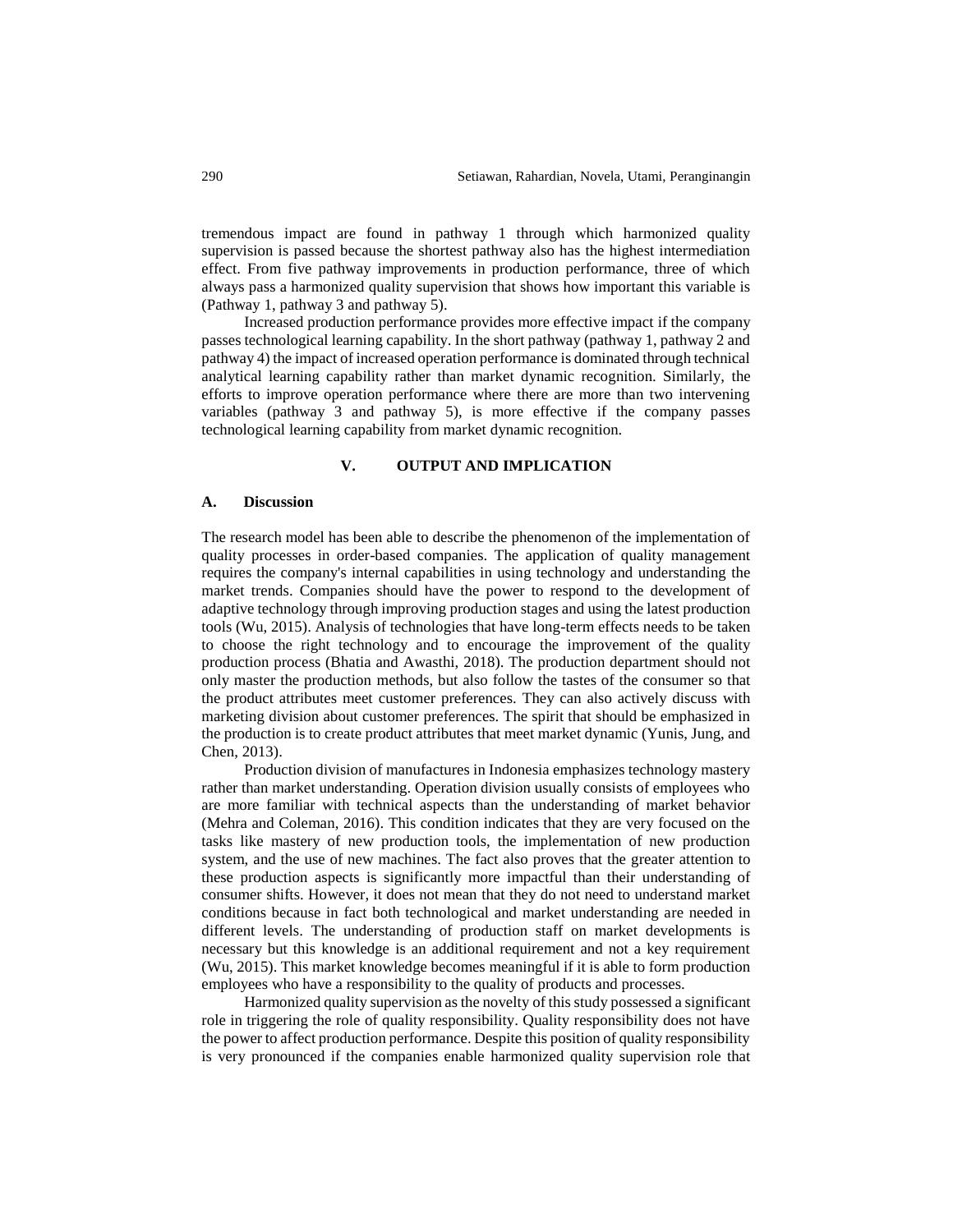tremendous impact are found in pathway 1 through which harmonized quality supervision is passed because the shortest pathway also has the highest intermediation effect. From five pathway improvements in production performance, three of which always pass a harmonized quality supervision that shows how important this variable is (Pathway 1, pathway 3 and pathway 5).

Increased production performance provides more effective impact if the company passes technological learning capability. In the short pathway (pathway 1, pathway 2 and pathway 4) the impact of increased operation performance is dominated through technical analytical learning capability rather than market dynamic recognition. Similarly, the efforts to improve operation performance where there are more than two intervening variables (pathway 3 and pathway 5), is more effective if the company passes technological learning capability from market dynamic recognition.

## V. OUTPUT AND IMPLICATION

### A. Discussion

The research model has been able to describe the phenomenon of the implementation of quality processes in order-based companies. The application of quality management requires the company's internal capabilities in using technology and understanding the market trends. Companies should have the power to respond to the development of adaptive technology through improving production stages and using the latest production tools (Wu, 2015). Analysis of technologies that have long-term effects needs to be taken to choose the right technology and to encourage the improvement of the quality production process (Bhatia and Awasthi, 2018). The production department should not only master the production methods, but also follow the tastes of the consumer so that the product attributes meet customer preferences. They can also actively discuss with marketing division about customer preferences. The spirit that should be emphasized in the production is to create product attributes that meet market dynamic (Yunis, Jung, and Chen, 2013).

Production division of manufactures in Indonesia emphasizes technology mastery rather than market understanding. Operation division usually consists of employees who are more familiar with technical aspects than the understanding of market behavior (Mehra and Coleman, 2016). This condition indicates that they are very focused on the tasks like mastery of new production tools, the implementation of new production system, and the use of new machines. The fact also proves that the greater attention to these production aspects is significantly more impactful than their understanding of consumer shifts. However, it does not mean that they do not need to understand market conditions because in fact both technological and market understanding are needed in different levels. The understanding of production staff on market developments is necessary but this knowledge is an additional requirement and not a key requirement (Wu, 2015). This market knowledge becomes meaningful if it is able to form production employees who have a responsibility to the quality of products and processes.

Harmonized quality supervision as the novelty of this study possessed a significant role in triggering the role of quality responsibility. Quality responsibility does not have the power to affect production performance. Despite this position of quality responsibility is very pronounced if the companies enable harmonized quality supervision role that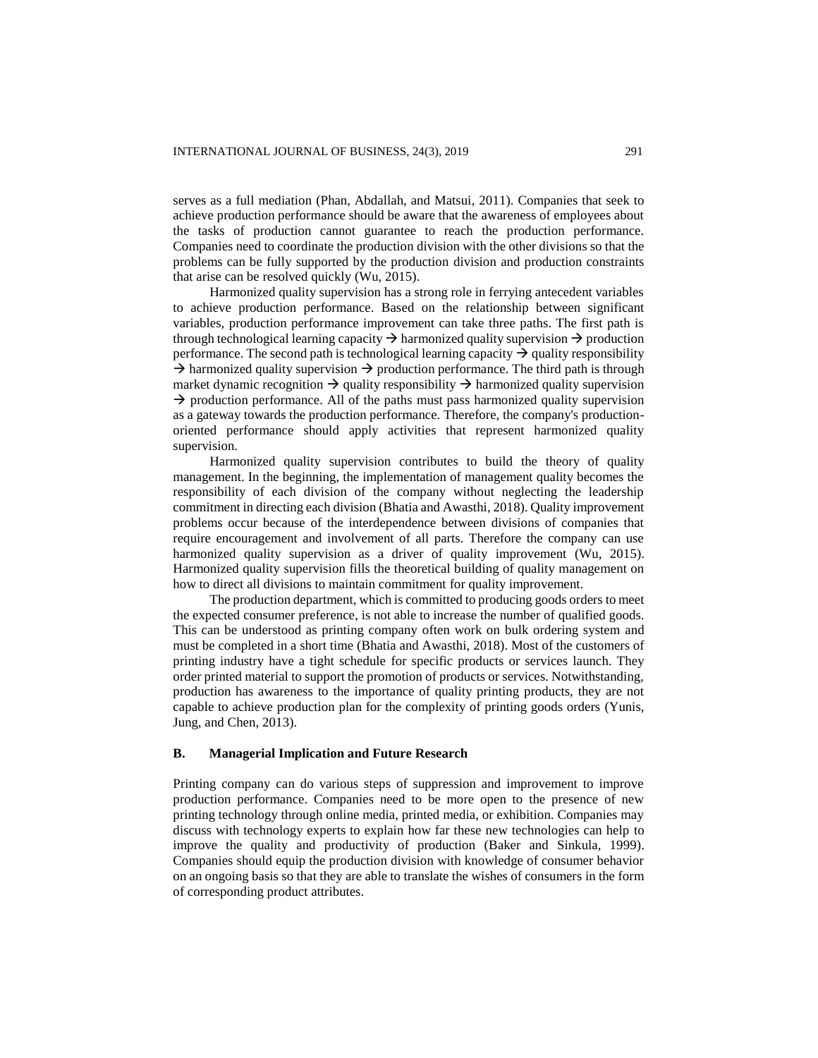serves as a full mediation (Phan, Abdallah, and Matsui, 2011). Companies that seek to achieve production performance should be aware that the awareness of employees about the tasks of production cannot guarantee to reach the production performance. Companies need to coordinate the production division with the other divisions so that the problems can be fully supported by the production division and production constraints that arise can be resolved quickly (Wu, 2015).

Harmonized quality supervision has a strong role in ferrying antecedent variables to achieve production performance. Based on the relationship between significant variables, production performance improvement can take three paths. The first path is through technological learning capacity → harmonized quality supervision → production performance. The second path is technological learning capacity → quality responsibility → harmonized quality supervision → production performance. The third path is through market dynamic recognition → quality responsibility → harmonized quality supervision → production performance. All of the paths must pass harmonized quality supervision as a gateway towards the production performance. Therefore, the company's production-oriented performance should apply activities that represent harmonized quality supervision.

Harmonized quality supervision contributes to build the theory of quality management. In the beginning, the implementation of management quality becomes the responsibility of each division of the company without neglecting the leadership commitment in directing each division (Bhatia and Awasthi, 2018). Quality improvement problems occur because of the interdependence between divisions of companies that require encouragement and involvement of all parts. Therefore the company can use harmonized quality supervision as a driver of quality improvement (Wu, 2015). Harmonized quality supervision fills the theoretical building of quality management on how to direct all divisions to maintain commitment for quality improvement.

The production department, which is committed to producing goods orders to meet the expected consumer preference, is not able to increase the number of qualified goods. This can be understood as printing company often work on bulk ordering system and must be completed in a short time (Bhatia and Awasthi, 2018). Most of the customers of printing industry have a tight schedule for specific products or services launch. They order printed material to support the promotion of products or services. Notwithstanding, production has awareness to the importance of quality printing products, they are not capable to achieve production plan for the complexity of printing goods orders (Yunis, Jung, and Chen, 2013).

### B. Managerial Implication and Future Research

Printing company can do various steps of suppression and improvement to improve production performance. Companies need to be more open to the presence of new printing technology through online media, printed media, or exhibition. Companies may discuss with technology experts to explain how far these new technologies can help to improve the quality and productivity of production (Baker and Sinkula, 1999). Companies should equip the production division with knowledge of consumer behavior on an ongoing basis so that they are able to translate the wishes of consumers in the form of corresponding product attributes.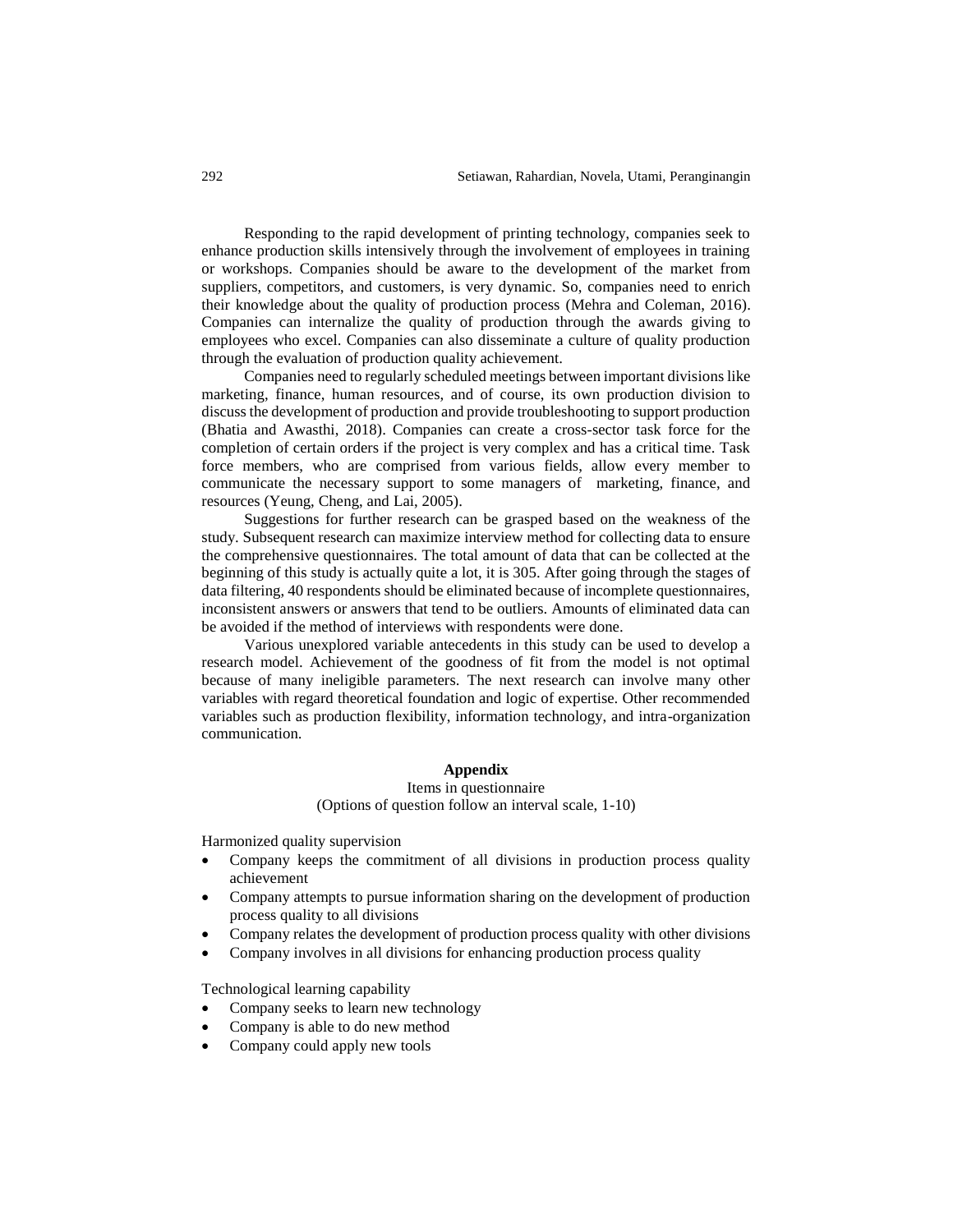Responding to the rapid development of printing technology, companies seek to enhance production skills intensively through the involvement of employees in training or workshops. Companies should be aware to the development of the market from suppliers, competitors, and customers, is very dynamic. So, companies need to enrich their knowledge about the quality of production process (Mehra and Coleman, 2016). Companies can internalize the quality of production through the awards giving to employees who excel. Companies can also disseminate a culture of quality production through the evaluation of production quality achievement.

Companies need to regularly scheduled meetings between important divisions like marketing, finance, human resources, and of course, its own production division to discuss the development of production and provide troubleshooting to support production (Bhatia and Awasthi, 2018). Companies can create a cross-sector task force for the completion of certain orders if the project is very complex and has a critical time. Task force members, who are comprised from various fields, allow every member to communicate the necessary support to some managers of marketing, finance, and resources (Yeung, Cheng, and Lai, 2005).

Suggestions for further research can be grasped based on the weakness of the study. Subsequent research can maximize interview method for collecting data to ensure the comprehensive questionnaires. The total amount of data that can be collected at the beginning of this study is actually quite a lot, it is 305. After going through the stages of data filtering, 40 respondents should be eliminated because of incomplete questionnaires, inconsistent answers or answers that tend to be outliers. Amounts of eliminated data can be avoided if the method of interviews with respondents were done.

Various unexplored variable antecedents in this study can be used to develop a research model. Achievement of the goodness of fit from the model is not optimal because of many ineligible parameters. The next research can involve many other variables with regard theoretical foundation and logic of expertise. Other recommended variables such as production flexibility, information technology, and intra-organization communication.

## Appendix

Items in questionnaire
(Options of question follow an interval scale, 1-10)

Harmonized quality supervision

- Company keeps the commitment of all divisions in production process quality achievement
- Company attempts to pursue information sharing on the development of production process quality to all divisions
- Company relates the development of production process quality with other divisions
- Company involves in all divisions for enhancing production process quality

Technological learning capability

- Company seeks to learn new technology
- Company is able to do new method
- Company could apply new tools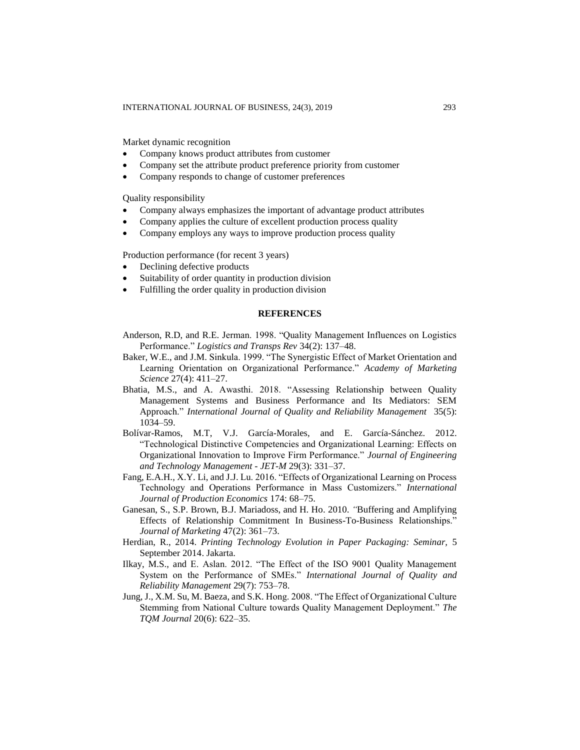Market dynamic recognition

- Company knows product attributes from customer
- Company set the attribute product preference priority from customer
- Company responds to change of customer preferences

Quality responsibility

- Company always emphasizes the important of advantage product attributes
- Company applies the culture of excellent production process quality
- Company employs any ways to improve production process quality

Production performance (for recent 3 years)

- Declining defective products
- Suitability of order quantity in production division
- Fulfilling the order quality in production division

## REFERENCES

Anderson, R.D, and R.E. Jerman. 1998. "Quality Management Influences on Logistics Performance." *Logistics and Transps Rev* 34(2): 137–48.

Baker, W.E., and J.M. Sinkula. 1999. "The Synergistic Effect of Market Orientation and Learning Orientation on Organizational Performance." *Academy of Marketing Science* 27(4): 411–27.

Bhatia, M.S., and A. Awasthi. 2018. "Assessing Relationship between Quality Management Systems and Business Performance and Its Mediators: SEM Approach." *International Journal of Quality and Reliability Management* 35(5): 1034–59.

Bolívar-Ramos, M.T, V.J. García-Morales, and E. García-Sánchez. 2012. "Technological Distinctive Competencies and Organizational Learning: Effects on Organizational Innovation to Improve Firm Performance." *Journal of Engineering and Technology Management - JET-M* 29(3): 331–37.

Fang, E.A.H., X.Y. Li, and J.J. Lu. 2016. "Effects of Organizational Learning on Process Technology and Operations Performance in Mass Customizers." *International Journal of Production Economics* 174: 68–75.

Ganesan, S., S.P. Brown, B.J. Mariadoss, and H. Ho. 2010. "Buffering and Amplifying Effects of Relationship Commitment In Business-To-Business Relationships." *Journal of Marketing* 47(2): 361–73.

Herdian, R., 2014. *Printing Technology Evolution in Paper Packaging: Seminar*, 5 September 2014. Jakarta.

Ilkay, M.S., and E. Aslan. 2012. "The Effect of the ISO 9001 Quality Management System on the Performance of SMEs." *International Journal of Quality and Reliability Management* 29(7): 753–78.

Jung, J., X.M. Su, M. Baeza, and S.K. Hong. 2008. "The Effect of Organizational Culture Stemming from National Culture towards Quality Management Deployment." *The TQM Journal* 20(6): 622–35.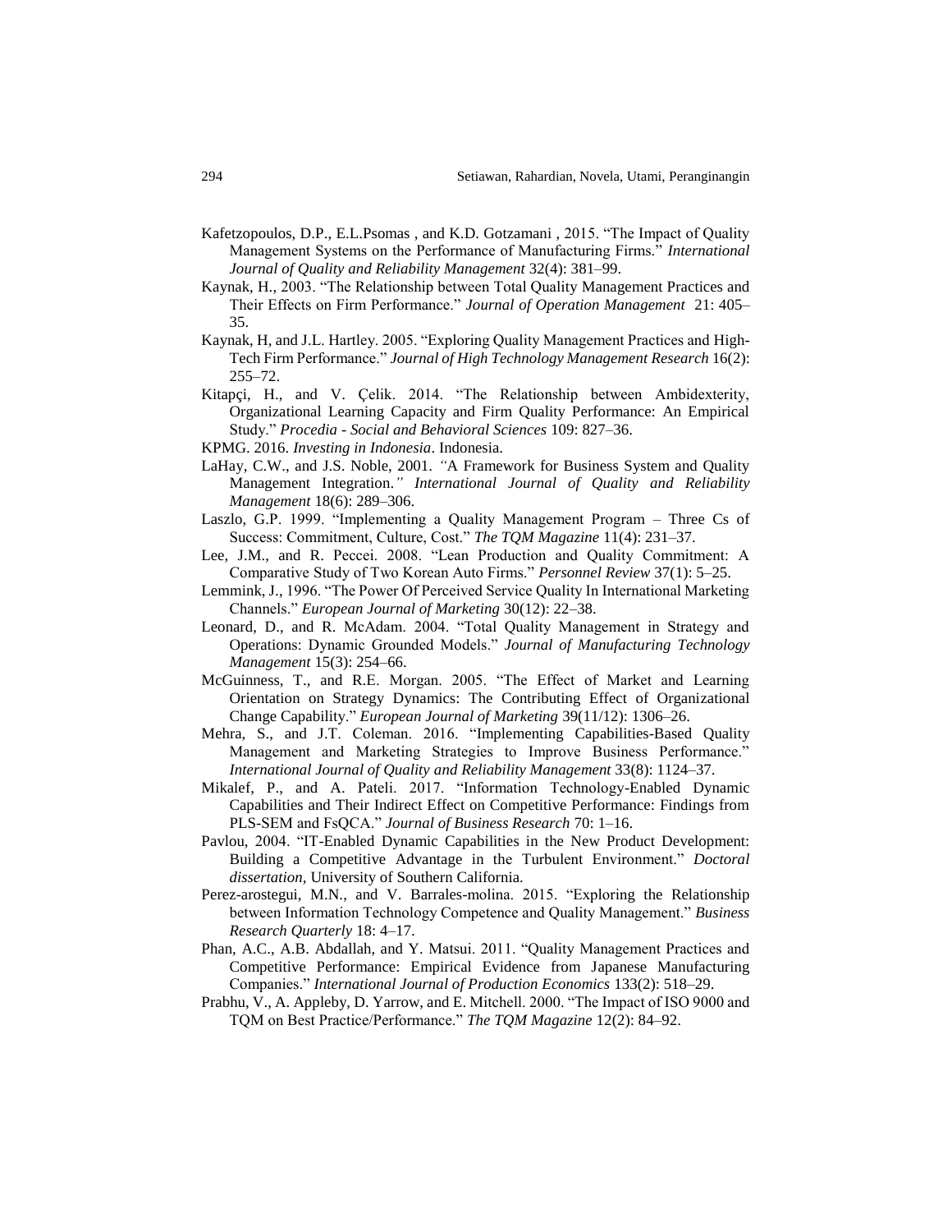Kafetzopoulos, D.P., E.L.Psomas , and K.D. Gotzamani , 2015. "The Impact of Quality Management Systems on the Performance of Manufacturing Firms." *International Journal of Quality and Reliability Management* 32(4): 381–99.

Kaynak, H., 2003. "The Relationship between Total Quality Management Practices and Their Effects on Firm Performance." *Journal of Operation Management* 21: 405–35.

Kaynak, H, and J.L. Hartley. 2005. "Exploring Quality Management Practices and High-Tech Firm Performance." *Journal of High Technology Management Research* 16(2): 255–72.

Kitapçi, H., and V. Çelik. 2014. "The Relationship between Ambidexterity, Organizational Learning Capacity and Firm Quality Performance: An Empirical Study." *Procedia - Social and Behavioral Sciences* 109: 827–36.

KPMG. 2016. *Investing in Indonesia*. Indonesia.

LaHay, C.W., and J.S. Noble, 2001. "A Framework for Business System and Quality Management Integration." *International Journal of Quality and Reliability Management* 18(6): 289–306.

Laszlo, G.P. 1999. "Implementing a Quality Management Program – Three Cs of Success: Commitment, Culture, Cost." *The TQM Magazine* 11(4): 231–37.

Lee, J.M., and R. Peccei. 2008. "Lean Production and Quality Commitment: A Comparative Study of Two Korean Auto Firms." *Personnel Review* 37(1): 5–25.

Lemmink, J., 1996. "The Power Of Perceived Service Quality In International Marketing Channels." *European Journal of Marketing* 30(12): 22–38.

Leonard, D., and R. McAdam. 2004. "Total Quality Management in Strategy and Operations: Dynamic Grounded Models." *Journal of Manufacturing Technology Management* 15(3): 254–66.

McGuinness, T., and R.E. Morgan. 2005. "The Effect of Market and Learning Orientation on Strategy Dynamics: The Contributing Effect of Organizational Change Capability." *European Journal of Marketing* 39(11/12): 1306–26.

Mehra, S., and J.T. Coleman. 2016. "Implementing Capabilities-Based Quality Management and Marketing Strategies to Improve Business Performance." *International Journal of Quality and Reliability Management* 33(8): 1124–37.

Mikalef, P., and A. Pateli. 2017. "Information Technology-Enabled Dynamic Capabilities and Their Indirect Effect on Competitive Performance: Findings from PLS-SEM and FsQCA." *Journal of Business Research* 70: 1–16.

Pavlou, 2004. "IT-Enabled Dynamic Capabilities in the New Product Development: Building a Competitive Advantage in the Turbulent Environment." *Doctoral dissertation,* University of Southern California.

Perez-arostegui, M.N., and V. Barrales-molina. 2015. "Exploring the Relationship between Information Technology Competence and Quality Management." *Business Research Quarterly* 18: 4–17.

Phan, A.C., A.B. Abdallah, and Y. Matsui. 2011. "Quality Management Practices and Competitive Performance: Empirical Evidence from Japanese Manufacturing Companies." *International Journal of Production Economics* 133(2): 518–29.

Prabhu, V., A. Appleby, D. Yarrow, and E. Mitchell. 2000. "The Impact of ISO 9000 and TQM on Best Practice/Performance." *The TQM Magazine* 12(2): 84–92.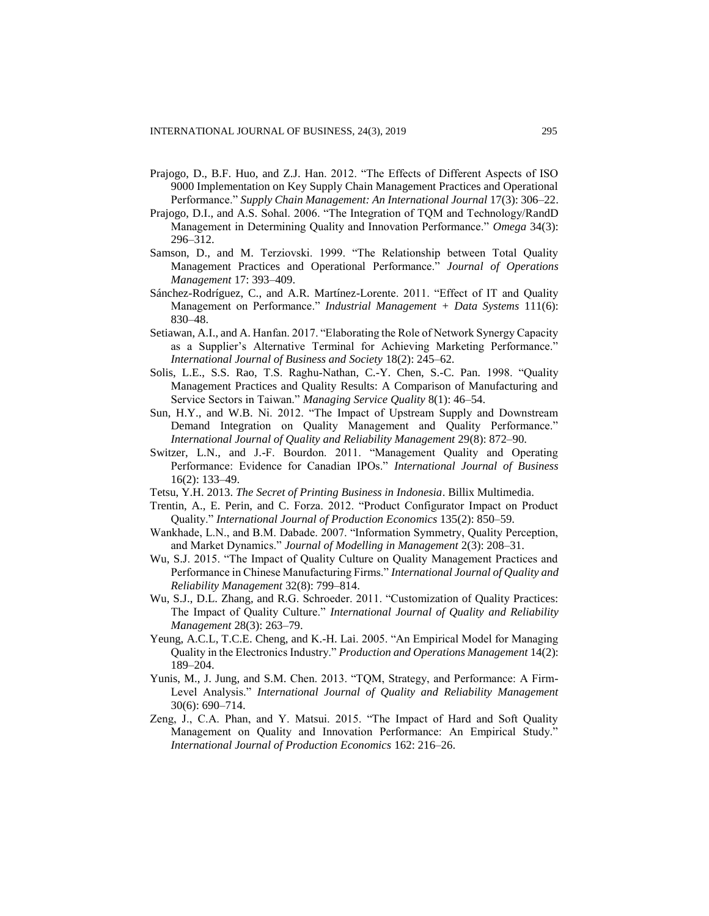Prajogo, D., B.F. Huo, and Z.J. Han. 2012. "The Effects of Different Aspects of ISO 9000 Implementation on Key Supply Chain Management Practices and Operational Performance." *Supply Chain Management: An International Journal* 17(3): 306–22.

Prajogo, D.I., and A.S. Sohal. 2006. "The Integration of TQM and Technology/RandD Management in Determining Quality and Innovation Performance." *Omega* 34(3): 296–312.

Samson, D., and M. Terziovski. 1999. "The Relationship between Total Quality Management Practices and Operational Performance." *Journal of Operations Management* 17: 393–409.

Sánchez-Rodríguez, C., and A.R. Martínez-Lorente. 2011. "Effect of IT and Quality Management on Performance." *Industrial Management + Data Systems* 111(6): 830–48.

Setiawan, A.I., and A. Hanfan. 2017. "Elaborating the Role of Network Synergy Capacity as a Supplier's Alternative Terminal for Achieving Marketing Performance." *International Journal of Business and Society* 18(2): 245–62.

Solis, L.E., S.S. Rao, T.S. Raghu-Nathan, C.-Y. Chen, S.-C. Pan. 1998. "Quality Management Practices and Quality Results: A Comparison of Manufacturing and Service Sectors in Taiwan." *Managing Service Quality* 8(1): 46–54.

Sun, H.Y., and W.B. Ni. 2012. "The Impact of Upstream Supply and Downstream Demand Integration on Quality Management and Quality Performance." *International Journal of Quality and Reliability Management* 29(8): 872–90.

Switzer, L.N., and J.-F. Bourdon. 2011. "Management Quality and Operating Performance: Evidence for Canadian IPOs." *International Journal of Business* 16(2): 133–49.

Tetsu, Y.H. 2013. *The Secret of Printing Business in Indonesia*. Billix Multimedia.

Trentin, A., E. Perin, and C. Forza. 2012. "Product Configurator Impact on Product Quality." *International Journal of Production Economics* 135(2): 850–59.

Wankhade, L.N., and B.M. Dabade. 2007. "Information Symmetry, Quality Perception, and Market Dynamics." *Journal of Modelling in Management* 2(3): 208–31.

Wu, S.J. 2015. "The Impact of Quality Culture on Quality Management Practices and Performance in Chinese Manufacturing Firms." *International Journal of Quality and Reliability Management* 32(8): 799–814.

Wu, S.J., D.L. Zhang, and R.G. Schroeder. 2011. "Customization of Quality Practices: The Impact of Quality Culture." *International Journal of Quality and Reliability Management* 28(3): 263–79.

Yeung, A.C.L, T.C.E. Cheng, and K.-H. Lai. 2005. "An Empirical Model for Managing Quality in the Electronics Industry." *Production and Operations Management* 14(2): 189–204.

Yunis, M., J. Jung, and S.M. Chen. 2013. "TQM, Strategy, and Performance: A Firm-Level Analysis." *International Journal of Quality and Reliability Management* 30(6): 690–714.

Zeng, J., C.A. Phan, and Y. Matsui. 2015. "The Impact of Hard and Soft Quality Management on Quality and Innovation Performance: An Empirical Study." *International Journal of Production Economics* 162: 216–26.